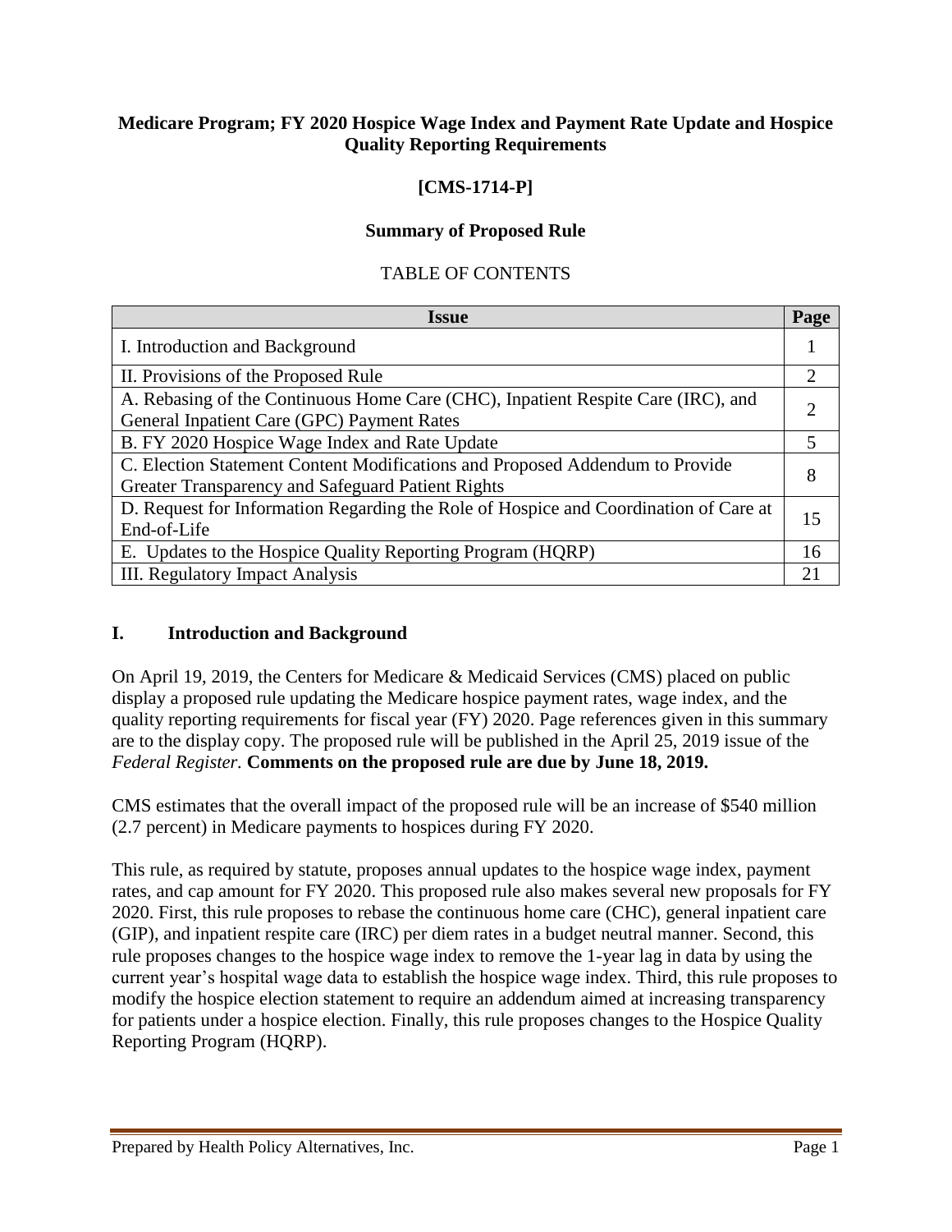**Medicare Program; FY 2020 Hospice Wage Index and Payment Rate Update and Hospice Quality Reporting Requirements**

**[CMS-1714-P]**

**Summary of Proposed Rule**

TABLE OF CONTENTS

| Issue | Page |
|---|---|
| I. Introduction and Background | 1 |
| II. Provisions of the Proposed Rule | 2 |
| A. Rebasing of the Continuous Home Care (CHC), Inpatient Respite Care (IRC), and General Inpatient Care (GPC) Payment Rates | 2 |
| B. FY 2020 Hospice Wage Index and Rate Update | 5 |
| C. Election Statement Content Modifications and Proposed Addendum to Provide Greater Transparency and Safeguard Patient Rights | 8 |
| D. Request for Information Regarding the Role of Hospice and Coordination of Care at End-of-Life | 15 |
| E. Updates to the Hospice Quality Reporting Program (HQRP) | 16 |
| III. Regulatory Impact Analysis | 21 |

## I. Introduction and Background

On April 19, 2019, the Centers for Medicare & Medicaid Services (CMS) placed on public display a proposed rule updating the Medicare hospice payment rates, wage index, and the quality reporting requirements for fiscal year (FY) 2020. Page references given in this summary are to the display copy. The proposed rule will be published in the April 25, 2019 issue of the *Federal Register*. **Comments on the proposed rule are due by June 18, 2019.**

CMS estimates that the overall impact of the proposed rule will be an increase of $540 million (2.7 percent) in Medicare payments to hospices during FY 2020.

This rule, as required by statute, proposes annual updates to the hospice wage index, payment rates, and cap amount for FY 2020. This proposed rule also makes several new proposals for FY 2020. First, this rule proposes to rebase the continuous home care (CHC), general inpatient care (GIP), and inpatient respite care (IRC) per diem rates in a budget neutral manner. Second, this rule proposes changes to the hospice wage index to remove the 1-year lag in data by using the current year's hospital wage data to establish the hospice wage index. Third, this rule proposes to modify the hospice election statement to require an addendum aimed at increasing transparency for patients under a hospice election. Finally, this rule proposes changes to the Hospice Quality Reporting Program (HQRP).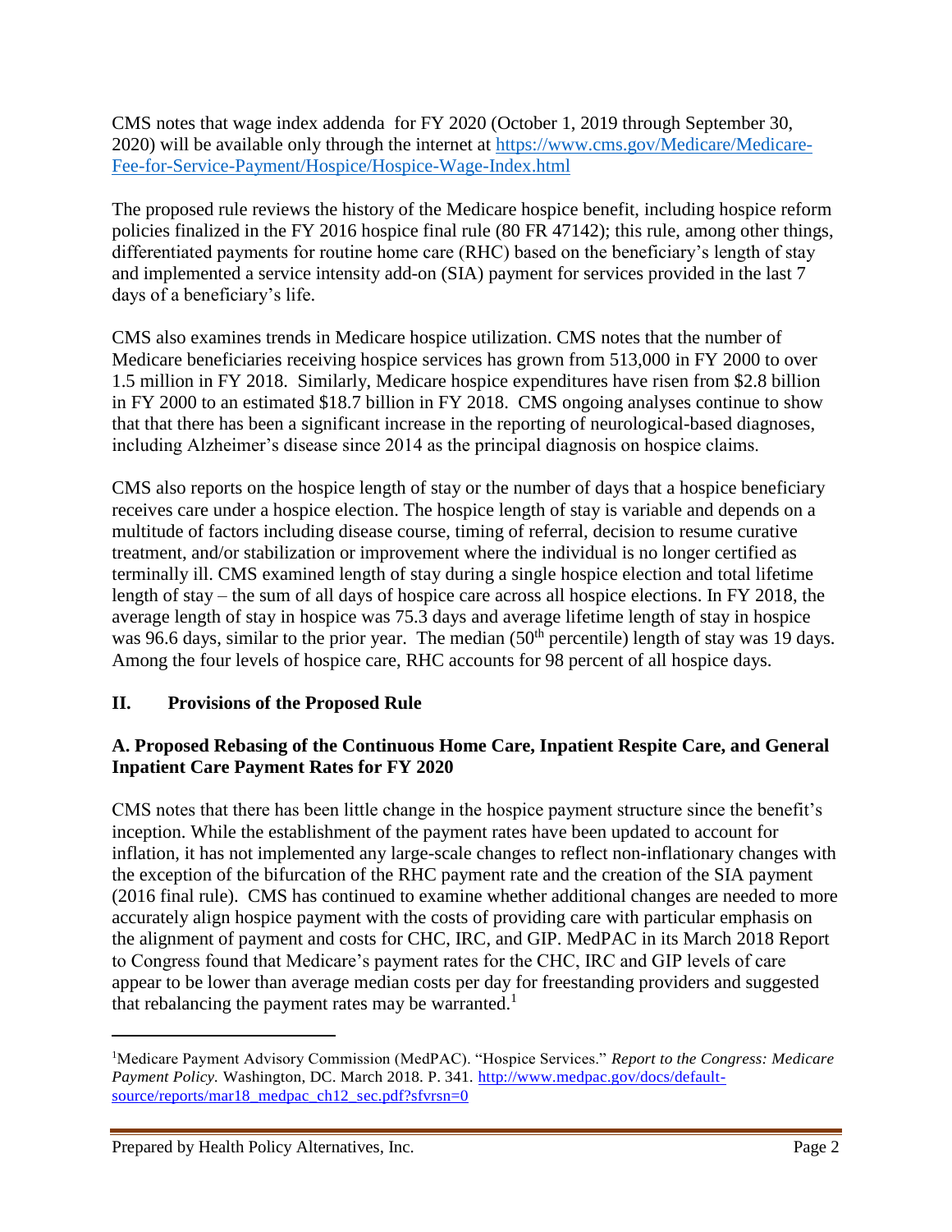CMS notes that wage index addenda for FY 2020 (October 1, 2019 through September 30, 2020) will be available only through the internet at https://www.cms.gov/Medicare/Medicare-Fee-for-Service-Payment/Hospice/Hospice-Wage-Index.html

The proposed rule reviews the history of the Medicare hospice benefit, including hospice reform policies finalized in the FY 2016 hospice final rule (80 FR 47142); this rule, among other things, differentiated payments for routine home care (RHC) based on the beneficiary's length of stay and implemented a service intensity add-on (SIA) payment for services provided in the last 7 days of a beneficiary's life.

CMS also examines trends in Medicare hospice utilization. CMS notes that the number of Medicare beneficiaries receiving hospice services has grown from 513,000 in FY 2000 to over 1.5 million in FY 2018. Similarly, Medicare hospice expenditures have risen from $2.8 billion in FY 2000 to an estimated $18.7 billion in FY 2018. CMS ongoing analyses continue to show that that there has been a significant increase in the reporting of neurological-based diagnoses, including Alzheimer's disease since 2014 as the principal diagnosis on hospice claims.

CMS also reports on the hospice length of stay or the number of days that a hospice beneficiary receives care under a hospice election. The hospice length of stay is variable and depends on a multitude of factors including disease course, timing of referral, decision to resume curative treatment, and/or stabilization or improvement where the individual is no longer certified as terminally ill. CMS examined length of stay during a single hospice election and total lifetime length of stay – the sum of all days of hospice care across all hospice elections. In FY 2018, the average length of stay in hospice was 75.3 days and average lifetime length of stay in hospice was 96.6 days, similar to the prior year. The median (50th percentile) length of stay was 19 days. Among the four levels of hospice care, RHC accounts for 98 percent of all hospice days.

## II. Provisions of the Proposed Rule

### A. Proposed Rebasing of the Continuous Home Care, Inpatient Respite Care, and General Inpatient Care Payment Rates for FY 2020

CMS notes that there has been little change in the hospice payment structure since the benefit's inception. While the establishment of the payment rates have been updated to account for inflation, it has not implemented any large-scale changes to reflect non-inflationary changes with the exception of the bifurcation of the RHC payment rate and the creation of the SIA payment (2016 final rule). CMS has continued to examine whether additional changes are needed to more accurately align hospice payment with the costs of providing care with particular emphasis on the alignment of payment and costs for CHC, IRC, and GIP. MedPAC in its March 2018 Report to Congress found that Medicare's payment rates for the CHC, IRC and GIP levels of care appear to be lower than average median costs per day for freestanding providers and suggested that rebalancing the payment rates may be warranted.[1]

---

[1]Medicare Payment Advisory Commission (MedPAC). "Hospice Services." *Report to the Congress: Medicare Payment Policy.* Washington, DC. March 2018. P. 341. http://www.medpac.gov/docs/default-source/reports/mar18_medpac_ch12_sec.pdf?sfvrsn=0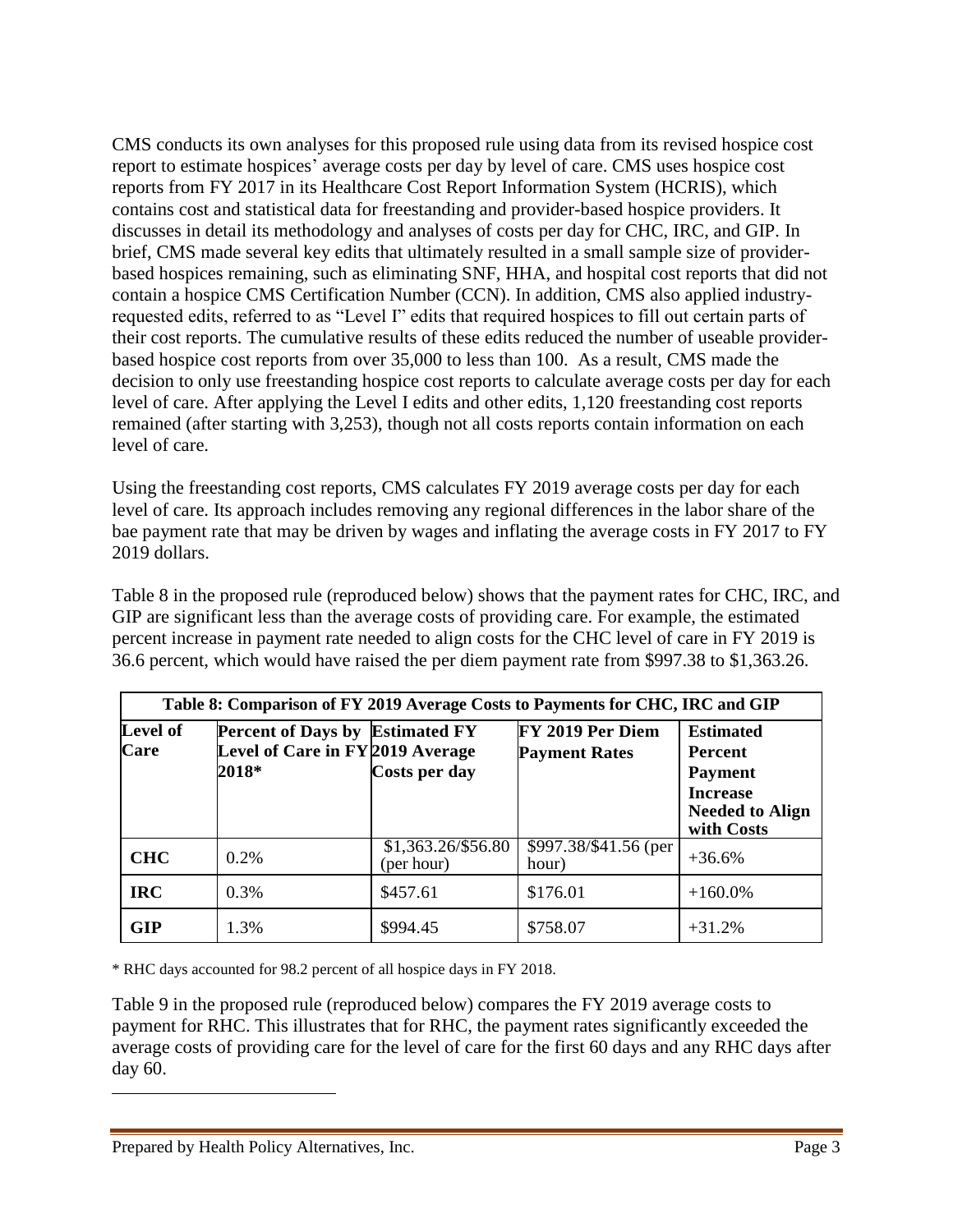CMS conducts its own analyses for this proposed rule using data from its revised hospice cost report to estimate hospices' average costs per day by level of care. CMS uses hospice cost reports from FY 2017 in its Healthcare Cost Report Information System (HCRIS), which contains cost and statistical data for freestanding and provider-based hospice providers. It discusses in detail its methodology and analyses of costs per day for CHC, IRC, and GIP. In brief, CMS made several key edits that ultimately resulted in a small sample size of provider-based hospices remaining, such as eliminating SNF, HHA, and hospital cost reports that did not contain a hospice CMS Certification Number (CCN). In addition, CMS also applied industry-requested edits, referred to as "Level I" edits that required hospices to fill out certain parts of their cost reports. The cumulative results of these edits reduced the number of useable provider-based hospice cost reports from over 35,000 to less than 100. As a result, CMS made the decision to only use freestanding hospice cost reports to calculate average costs per day for each level of care. After applying the Level I edits and other edits, 1,120 freestanding cost reports remained (after starting with 3,253), though not all costs reports contain information on each level of care.

Using the freestanding cost reports, CMS calculates FY 2019 average costs per day for each level of care. Its approach includes removing any regional differences in the labor share of the bae payment rate that may be driven by wages and inflating the average costs in FY 2017 to FY 2019 dollars.

Table 8 in the proposed rule (reproduced below) shows that the payment rates for CHC, IRC, and GIP are significant less than the average costs of providing care. For example, the estimated percent increase in payment rate needed to align costs for the CHC level of care in FY 2019 is 36.6 percent, which would have raised the per diem payment rate from $997.38 to $1,363.26.

| Table 8: Comparison of FY 2019 Average Costs to Payments for CHC, IRC and GIP | | | | |
|---|---|---|---|---|
| **Level of Care** | **Percent of Days by Level of Care in FY 2018*** | **Estimated FY 2019 Average Costs per day** | **FY 2019 Per Diem Payment Rates** | **Estimated Percent Payment Increase Needed to Align with Costs** |
| **CHC** | 0.2% | $1,363.26/$56.80 (per hour) | $997.38/$41.56 (per hour) | +36.6% |
| **IRC** | 0.3% | $457.61 | $176.01 | +160.0% |
| **GIP** | 1.3% | $994.45 | $758.07 | +31.2% |

\* RHC days accounted for 98.2 percent of all hospice days in FY 2018.

Table 9 in the proposed rule (reproduced below) compares the FY 2019 average costs to payment for RHC. This illustrates that for RHC, the payment rates significantly exceeded the average costs of providing care for the level of care for the first 60 days and any RHC days after day 60.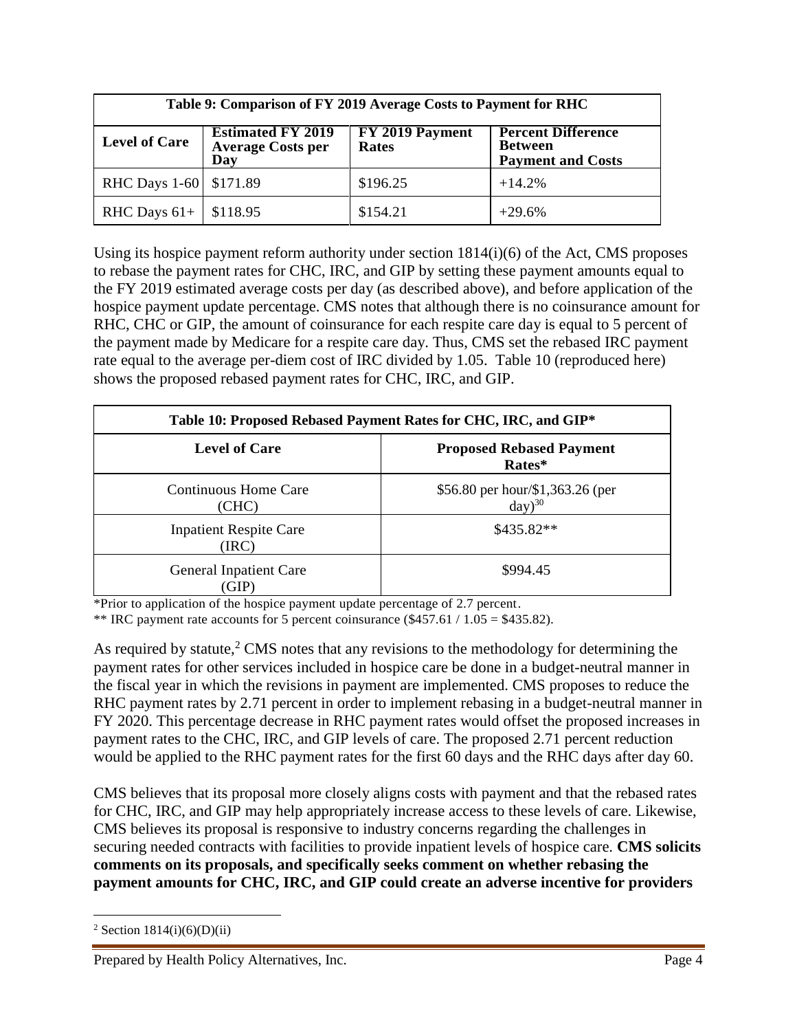| Table 9: Comparison of FY 2019 Average Costs to Payment for RHC | | | |
|---|---|---|---|
| **Level of Care** | **Estimated FY 2019 Average Costs per Day** | **FY 2019 Payment Rates** | **Percent Difference Between Payment and Costs** |
| RHC Days 1-60 | \$171.89 | \$196.25 | +14.2% |
| RHC Days 61+ | \$118.95 | \$154.21 | +29.6% |

Using its hospice payment reform authority under section 1814(i)(6) of the Act, CMS proposes to rebase the payment rates for CHC, IRC, and GIP by setting these payment amounts equal to the FY 2019 estimated average costs per day (as described above), and before application of the hospice payment update percentage. CMS notes that although there is no coinsurance amount for RHC, CHC or GIP, the amount of coinsurance for each respite care day is equal to 5 percent of the payment made by Medicare for a respite care day. Thus, CMS set the rebased IRC payment rate equal to the average per-diem cost of IRC divided by 1.05. Table 10 (reproduced here) shows the proposed rebased payment rates for CHC, IRC, and GIP.

| Table 10: Proposed Rebased Payment Rates for CHC, IRC, and GIP* | |
|---|---|
| **Level of Care** | **Proposed Rebased Payment Rates*** |
| Continuous Home Care (CHC) | \$56.80 per hour/\$1,363.26 (per day)[30] |
| Inpatient Respite Care (IRC) | \$435.82** |
| General Inpatient Care (GIP) | \$994.45 |

*Prior to application of the hospice payment update percentage of 2.7 percent.

** IRC payment rate accounts for 5 percent coinsurance (\$457.61 / 1.05 = \$435.82).

As required by statute,[2] CMS notes that any revisions to the methodology for determining the payment rates for other services included in hospice care be done in a budget-neutral manner in the fiscal year in which the revisions in payment are implemented. CMS proposes to reduce the RHC payment rates by 2.71 percent in order to implement rebasing in a budget-neutral manner in FY 2020. This percentage decrease in RHC payment rates would offset the proposed increases in payment rates to the CHC, IRC, and GIP levels of care. The proposed 2.71 percent reduction would be applied to the RHC payment rates for the first 60 days and the RHC days after day 60.

CMS believes that its proposal more closely aligns costs with payment and that the rebased rates for CHC, IRC, and GIP may help appropriately increase access to these levels of care. Likewise, CMS believes its proposal is responsive to industry concerns regarding the challenges in securing needed contracts with facilities to provide inpatient levels of hospice care. **CMS solicits comments on its proposals, and specifically seeks comment on whether rebasing the payment amounts for CHC, IRC, and GIP could create an adverse incentive for providers**

[2] Section 1814(i)(6)(D)(ii)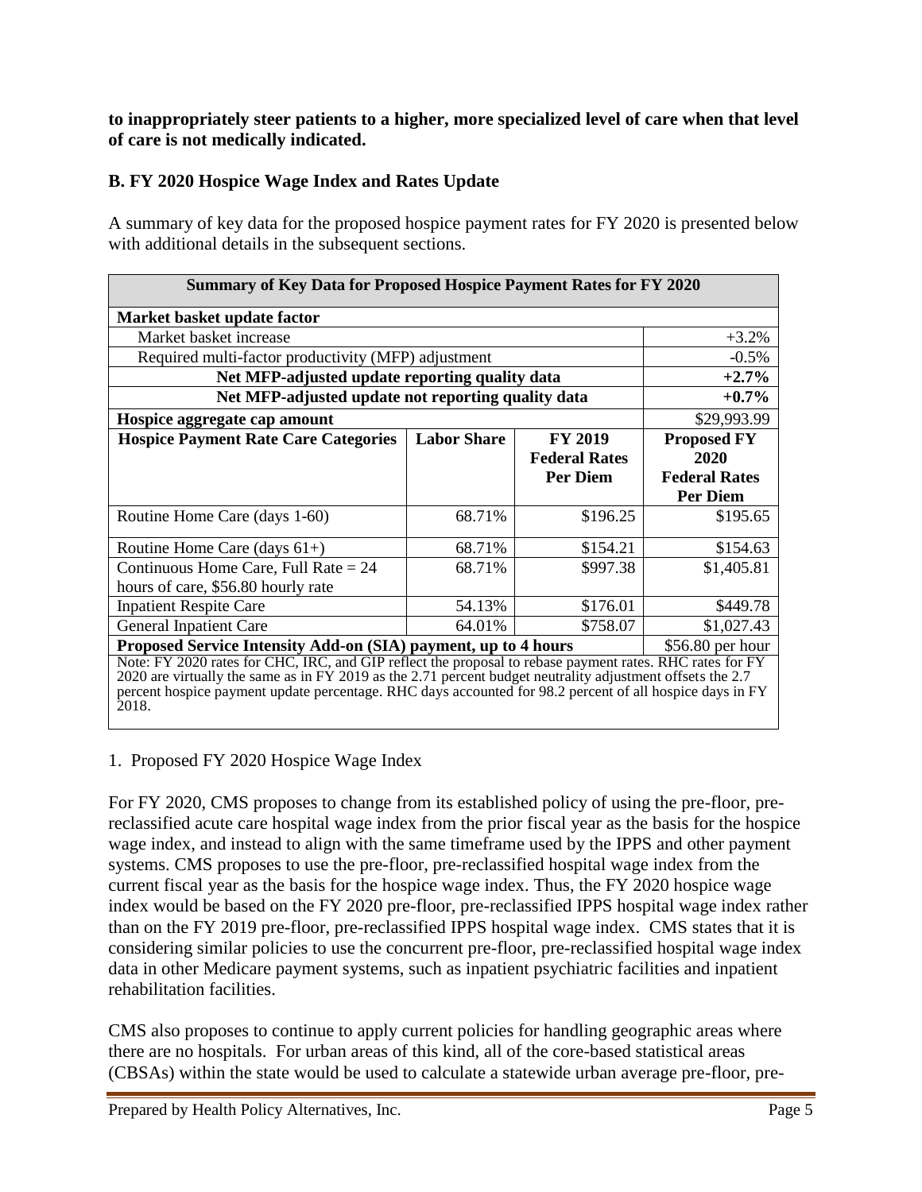**to inappropriately steer patients to a higher, more specialized level of care when that level of care is not medically indicated.**

### B. FY 2020 Hospice Wage Index and Rates Update

A summary of key data for the proposed hospice payment rates for FY 2020 is presented below with additional details in the subsequent sections.

| **Summary of Key Data for Proposed Hospice Payment Rates for FY 2020** | | | |
|---|---|---|---|
| **Market basket update factor** | | | |
| Market basket increase | | | +3.2% |
| Required multi-factor productivity (MFP) adjustment | | | -0.5% |
| **Net MFP-adjusted update reporting quality data** | | | **+2.7%** |
| **Net MFP-adjusted update not reporting quality data** | | | **+0.7%** |
| **Hospice aggregate cap amount** | | | $29,993.99 |
| **Hospice Payment Rate Care Categories** | **Labor Share** | **FY 2019 Federal Rates Per Diem** | **Proposed FY 2020 Federal Rates Per Diem** |
| Routine Home Care (days 1-60) | 68.71% | $196.25 | $195.65 |
| Routine Home Care (days 61+) | 68.71% | $154.21 | $154.63 |
| Continuous Home Care, Full Rate = 24 hours of care, $56.80 hourly rate | 68.71% | $997.38 | $1,405.81 |
| Inpatient Respite Care | 54.13% | $176.01 | $449.78 |
| General Inpatient Care | 64.01% | $758.07 | $1,027.43 |
| **Proposed Service Intensity Add-on (SIA) payment, up to 4 hours** | | | $56.80 per hour |
| Note: FY 2020 rates for CHC, IRC, and GIP reflect the proposal to rebase payment rates. RHC rates for FY 2020 are virtually the same as in FY 2019 as the 2.71 percent budget neutrality adjustment offsets the 2.7 percent hospice payment update percentage. RHC days accounted for 98.2 percent of all hospice days in FY 2018. | | | |

1. Proposed FY 2020 Hospice Wage Index

For FY 2020, CMS proposes to change from its established policy of using the pre-floor, pre-reclassified acute care hospital wage index from the prior fiscal year as the basis for the hospice wage index, and instead to align with the same timeframe used by the IPPS and other payment systems. CMS proposes to use the pre-floor, pre-reclassified hospital wage index from the current fiscal year as the basis for the hospice wage index. Thus, the FY 2020 hospice wage index would be based on the FY 2020 pre-floor, pre-reclassified IPPS hospital wage index rather than on the FY 2019 pre-floor, pre-reclassified IPPS hospital wage index. CMS states that it is considering similar policies to use the concurrent pre-floor, pre-reclassified hospital wage index data in other Medicare payment systems, such as inpatient psychiatric facilities and inpatient rehabilitation facilities.

CMS also proposes to continue to apply current policies for handling geographic areas where there are no hospitals. For urban areas of this kind, all of the core-based statistical areas (CBSAs) within the state would be used to calculate a statewide urban average pre-floor, pre-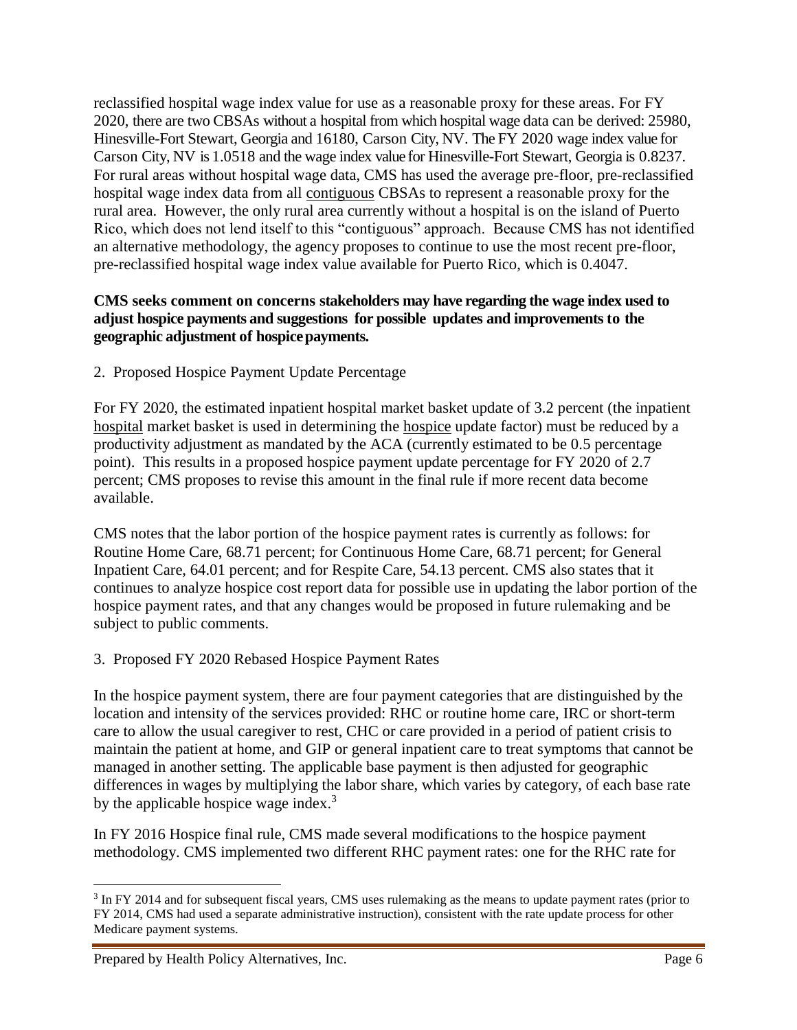reclassified hospital wage index value for use as a reasonable proxy for these areas. For FY 2020, there are two CBSAs without a hospital from which hospital wage data can be derived: 25980, Hinesville-Fort Stewart, Georgia and 16180, Carson City, NV. The FY 2020 wage index value for Carson City, NV is 1.0518 and the wage index value for Hinesville-Fort Stewart, Georgia is 0.8237. For rural areas without hospital wage data, CMS has used the average pre-floor, pre-reclassified hospital wage index data from all contiguous CBSAs to represent a reasonable proxy for the rural area. However, the only rural area currently without a hospital is on the island of Puerto Rico, which does not lend itself to this "contiguous" approach. Because CMS has not identified an alternative methodology, the agency proposes to continue to use the most recent pre-floor, pre-reclassified hospital wage index value available for Puerto Rico, which is 0.4047.

**CMS seeks comment on concerns stakeholders may have regarding the wage index used to adjust hospice payments and suggestions for possible updates and improvements to the geographic adjustment of hospice payments.**

2. Proposed Hospice Payment Update Percentage

For FY 2020, the estimated inpatient hospital market basket update of 3.2 percent (the inpatient hospital market basket is used in determining the hospice update factor) must be reduced by a productivity adjustment as mandated by the ACA (currently estimated to be 0.5 percentage point). This results in a proposed hospice payment update percentage for FY 2020 of 2.7 percent; CMS proposes to revise this amount in the final rule if more recent data become available.

CMS notes that the labor portion of the hospice payment rates is currently as follows: for Routine Home Care, 68.71 percent; for Continuous Home Care, 68.71 percent; for General Inpatient Care, 64.01 percent; and for Respite Care, 54.13 percent. CMS also states that it continues to analyze hospice cost report data for possible use in updating the labor portion of the hospice payment rates, and that any changes would be proposed in future rulemaking and be subject to public comments.

3. Proposed FY 2020 Rebased Hospice Payment Rates

In the hospice payment system, there are four payment categories that are distinguished by the location and intensity of the services provided: RHC or routine home care, IRC or short-term care to allow the usual caregiver to rest, CHC or care provided in a period of patient crisis to maintain the patient at home, and GIP or general inpatient care to treat symptoms that cannot be managed in another setting. The applicable base payment is then adjusted for geographic differences in wages by multiplying the labor share, which varies by category, of each base rate by the applicable hospice wage index.[3]

In FY 2016 Hospice final rule, CMS made several modifications to the hospice payment methodology. CMS implemented two different RHC payment rates: one for the RHC rate for

[3] In FY 2014 and for subsequent fiscal years, CMS uses rulemaking as the means to update payment rates (prior to FY 2014, CMS had used a separate administrative instruction), consistent with the rate update process for other Medicare payment systems.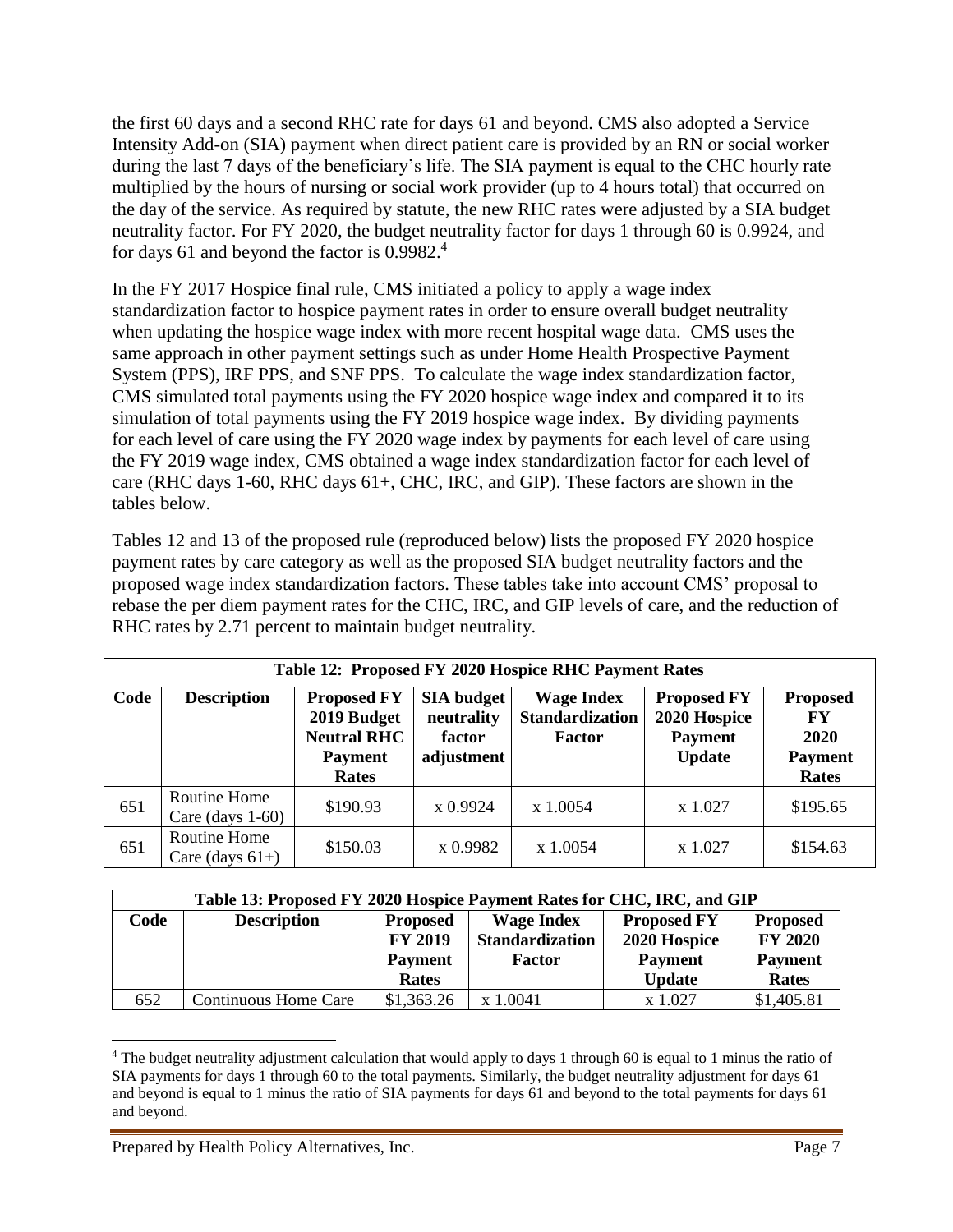the first 60 days and a second RHC rate for days 61 and beyond. CMS also adopted a Service Intensity Add-on (SIA) payment when direct patient care is provided by an RN or social worker during the last 7 days of the beneficiary's life. The SIA payment is equal to the CHC hourly rate multiplied by the hours of nursing or social work provider (up to 4 hours total) that occurred on the day of the service. As required by statute, the new RHC rates were adjusted by a SIA budget neutrality factor. For FY 2020, the budget neutrality factor for days 1 through 60 is 0.9924, and for days 61 and beyond the factor is 0.9982.[4]

In the FY 2017 Hospice final rule, CMS initiated a policy to apply a wage index standardization factor to hospice payment rates in order to ensure overall budget neutrality when updating the hospice wage index with more recent hospital wage data. CMS uses the same approach in other payment settings such as under Home Health Prospective Payment System (PPS), IRF PPS, and SNF PPS. To calculate the wage index standardization factor, CMS simulated total payments using the FY 2020 hospice wage index and compared it to its simulation of total payments using the FY 2019 hospice wage index. By dividing payments for each level of care using the FY 2020 wage index by payments for each level of care using the FY 2019 wage index, CMS obtained a wage index standardization factor for each level of care (RHC days 1-60, RHC days 61+, CHC, IRC, and GIP). These factors are shown in the tables below.

Tables 12 and 13 of the proposed rule (reproduced below) lists the proposed FY 2020 hospice payment rates by care category as well as the proposed SIA budget neutrality factors and the proposed wage index standardization factors. These tables take into account CMS' proposal to rebase the per diem payment rates for the CHC, IRC, and GIP levels of care, and the reduction of RHC rates by 2.71 percent to maintain budget neutrality.

**Table 12: Proposed FY 2020 Hospice RHC Payment Rates**

| Code | Description | Proposed FY 2019 Budget Neutral RHC Payment Rates | SIA budget neutrality factor adjustment | Wage Index Standardization Factor | Proposed FY 2020 Hospice Payment Update | Proposed FY 2020 Payment Rates |
|---|---|---|---|---|---|---|
| 651 | Routine Home Care (days 1-60) | $190.93 | x 0.9924 | x 1.0054 | x 1.027 | $195.65 |
| 651 | Routine Home Care (days 61+) | $150.03 | x 0.9982 | x 1.0054 | x 1.027 | $154.63 |

**Table 13: Proposed FY 2020 Hospice Payment Rates for CHC, IRC, and GIP**

| Code | Description | Proposed FY 2019 Payment Rates | Wage Index Standardization Factor | Proposed FY 2020 Hospice Payment Update | Proposed FY 2020 Payment Rates |
|---|---|---|---|---|---|
| 652 | Continuous Home Care | $1,363.26 | x 1.0041 | x 1.027 | $1,405.81 |

[4] The budget neutrality adjustment calculation that would apply to days 1 through 60 is equal to 1 minus the ratio of SIA payments for days 1 through 60 to the total payments. Similarly, the budget neutrality adjustment for days 61 and beyond is equal to 1 minus the ratio of SIA payments for days 61 and beyond to the total payments for days 61 and beyond.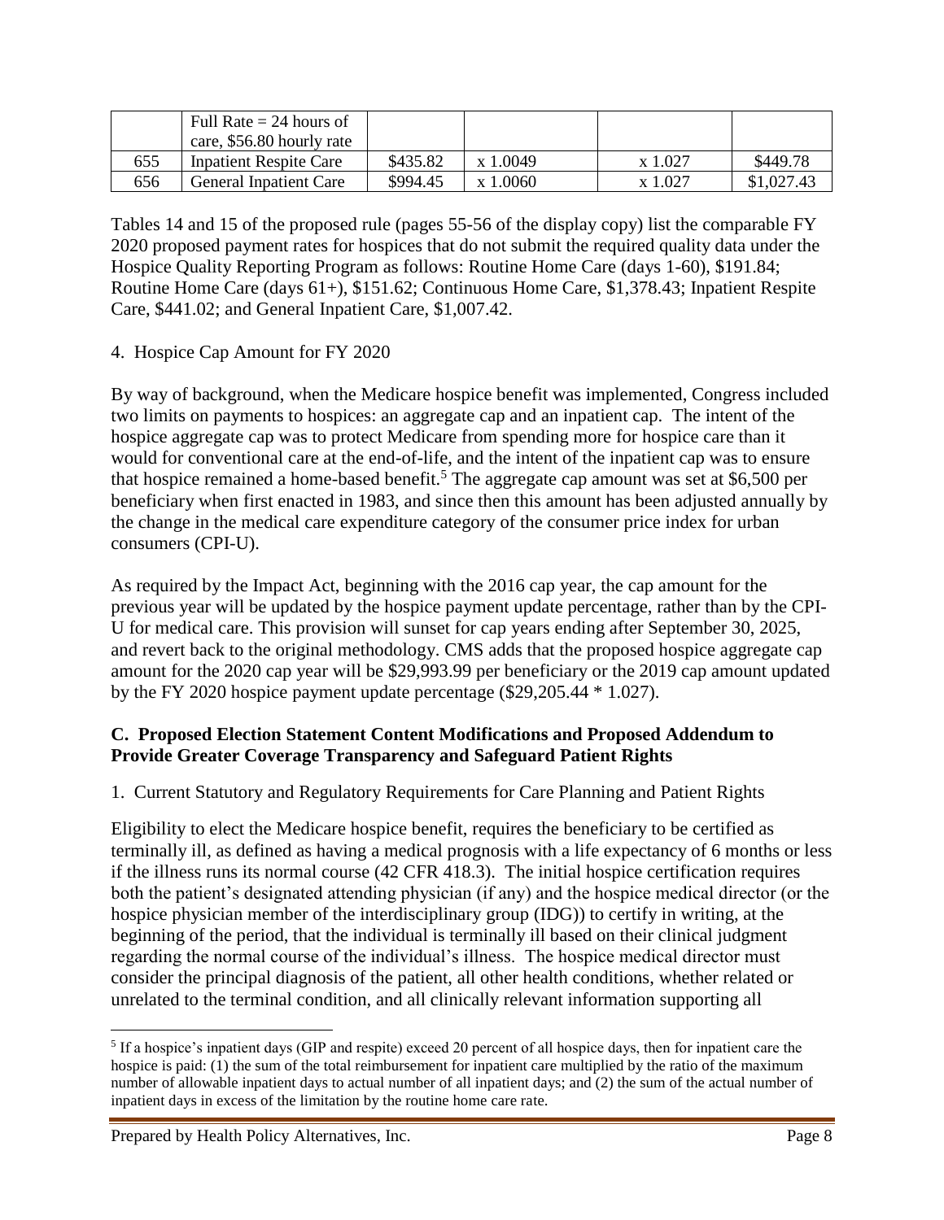|  | Full Rate = 24 hours of care, \$56.80 hourly rate |  |  |  |  |
| --- | --- | --- | --- | --- | --- |
| 655 | Inpatient Respite Care | \$435.82 | x 1.0049 | x 1.027 | \$449.78 |
| 656 | General Inpatient Care | \$994.45 | x 1.0060 | x 1.027 | \$1,027.43 |

Tables 14 and 15 of the proposed rule (pages 55-56 of the display copy) list the comparable FY 2020 proposed payment rates for hospices that do not submit the required quality data under the Hospice Quality Reporting Program as follows: Routine Home Care (days 1-60), \$191.84; Routine Home Care (days 61+), \$151.62; Continuous Home Care, \$1,378.43; Inpatient Respite Care, \$441.02; and General Inpatient Care, \$1,007.42.

4. Hospice Cap Amount for FY 2020

By way of background, when the Medicare hospice benefit was implemented, Congress included two limits on payments to hospices: an aggregate cap and an inpatient cap. The intent of the hospice aggregate cap was to protect Medicare from spending more for hospice care than it would for conventional care at the end-of-life, and the intent of the inpatient cap was to ensure that hospice remained a home-based benefit.[5] The aggregate cap amount was set at \$6,500 per beneficiary when first enacted in 1983, and since then this amount has been adjusted annually by the change in the medical care expenditure category of the consumer price index for urban consumers (CPI-U).

As required by the Impact Act, beginning with the 2016 cap year, the cap amount for the previous year will be updated by the hospice payment update percentage, rather than by the CPI-U for medical care. This provision will sunset for cap years ending after September 30, 2025, and revert back to the original methodology. CMS adds that the proposed hospice aggregate cap amount for the 2020 cap year will be \$29,993.99 per beneficiary or the 2019 cap amount updated by the FY 2020 hospice payment update percentage (\$29,205.44 * 1.027).

### C. Proposed Election Statement Content Modifications and Proposed Addendum to Provide Greater Coverage Transparency and Safeguard Patient Rights

1. Current Statutory and Regulatory Requirements for Care Planning and Patient Rights

Eligibility to elect the Medicare hospice benefit, requires the beneficiary to be certified as terminally ill, as defined as having a medical prognosis with a life expectancy of 6 months or less if the illness runs its normal course (42 CFR 418.3). The initial hospice certification requires both the patient's designated attending physician (if any) and the hospice medical director (or the hospice physician member of the interdisciplinary group (IDG)) to certify in writing, at the beginning of the period, that the individual is terminally ill based on their clinical judgment regarding the normal course of the individual's illness. The hospice medical director must consider the principal diagnosis of the patient, all other health conditions, whether related or unrelated to the terminal condition, and all clinically relevant information supporting all

[5] If a hospice's inpatient days (GIP and respite) exceed 20 percent of all hospice days, then for inpatient care the hospice is paid: (1) the sum of the total reimbursement for inpatient care multiplied by the ratio of the maximum number of allowable inpatient days to actual number of all inpatient days; and (2) the sum of the actual number of inpatient days in excess of the limitation by the routine home care rate.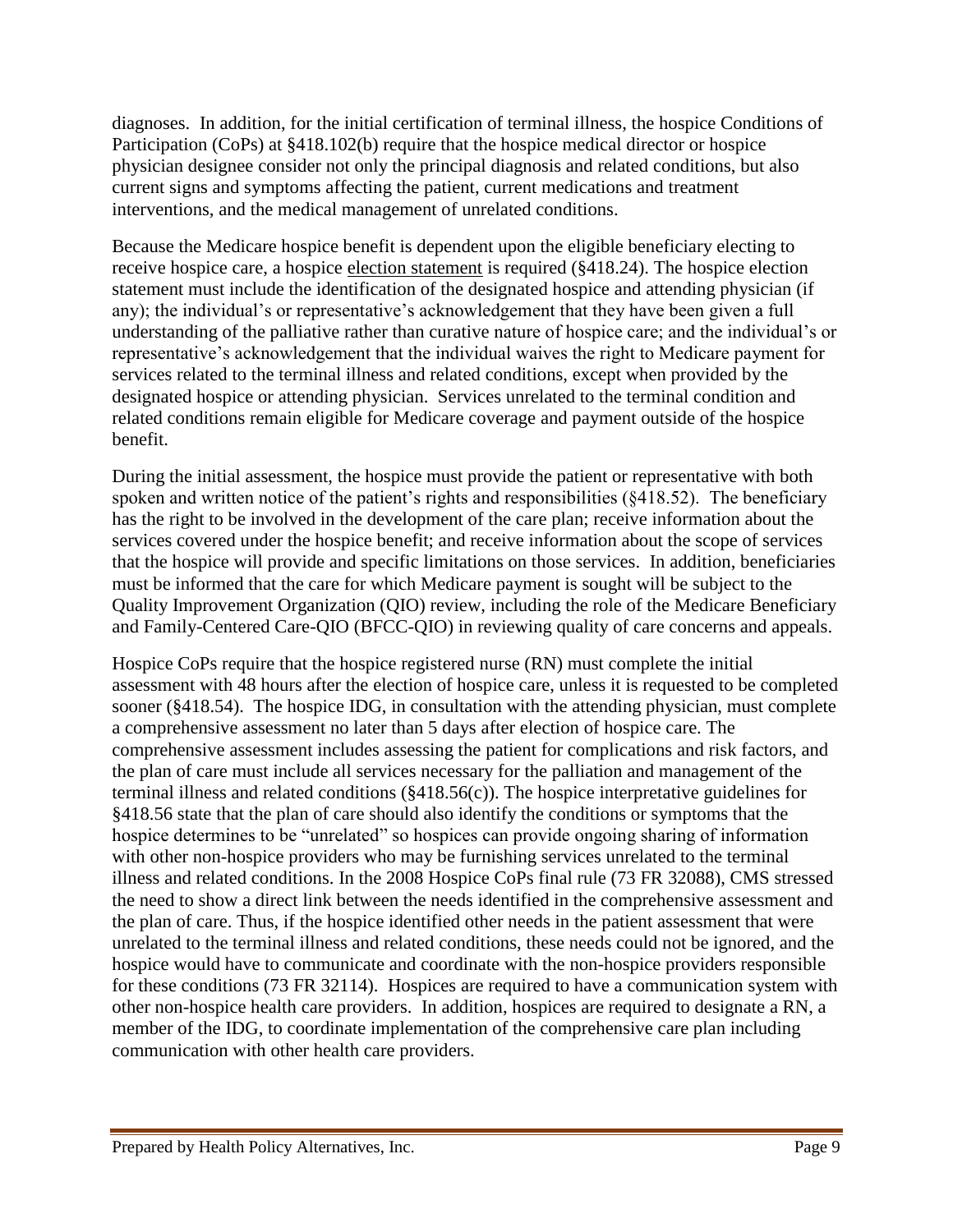diagnoses. In addition, for the initial certification of terminal illness, the hospice Conditions of Participation (CoPs) at §418.102(b) require that the hospice medical director or hospice physician designee consider not only the principal diagnosis and related conditions, but also current signs and symptoms affecting the patient, current medications and treatment interventions, and the medical management of unrelated conditions.

Because the Medicare hospice benefit is dependent upon the eligible beneficiary electing to receive hospice care, a hospice election statement is required (§418.24). The hospice election statement must include the identification of the designated hospice and attending physician (if any); the individual's or representative's acknowledgement that they have been given a full understanding of the palliative rather than curative nature of hospice care; and the individual's or representative's acknowledgement that the individual waives the right to Medicare payment for services related to the terminal illness and related conditions, except when provided by the designated hospice or attending physician. Services unrelated to the terminal condition and related conditions remain eligible for Medicare coverage and payment outside of the hospice benefit.

During the initial assessment, the hospice must provide the patient or representative with both spoken and written notice of the patient's rights and responsibilities (§418.52). The beneficiary has the right to be involved in the development of the care plan; receive information about the services covered under the hospice benefit; and receive information about the scope of services that the hospice will provide and specific limitations on those services. In addition, beneficiaries must be informed that the care for which Medicare payment is sought will be subject to the Quality Improvement Organization (QIO) review, including the role of the Medicare Beneficiary and Family-Centered Care-QIO (BFCC-QIO) in reviewing quality of care concerns and appeals.

Hospice CoPs require that the hospice registered nurse (RN) must complete the initial assessment with 48 hours after the election of hospice care, unless it is requested to be completed sooner (§418.54). The hospice IDG, in consultation with the attending physician, must complete a comprehensive assessment no later than 5 days after election of hospice care. The comprehensive assessment includes assessing the patient for complications and risk factors, and the plan of care must include all services necessary for the palliation and management of the terminal illness and related conditions (§418.56(c)). The hospice interpretative guidelines for §418.56 state that the plan of care should also identify the conditions or symptoms that the hospice determines to be "unrelated" so hospices can provide ongoing sharing of information with other non-hospice providers who may be furnishing services unrelated to the terminal illness and related conditions. In the 2008 Hospice CoPs final rule (73 FR 32088), CMS stressed the need to show a direct link between the needs identified in the comprehensive assessment and the plan of care. Thus, if the hospice identified other needs in the patient assessment that were unrelated to the terminal illness and related conditions, these needs could not be ignored, and the hospice would have to communicate and coordinate with the non-hospice providers responsible for these conditions (73 FR 32114). Hospices are required to have a communication system with other non-hospice health care providers. In addition, hospices are required to designate a RN, a member of the IDG, to coordinate implementation of the comprehensive care plan including communication with other health care providers.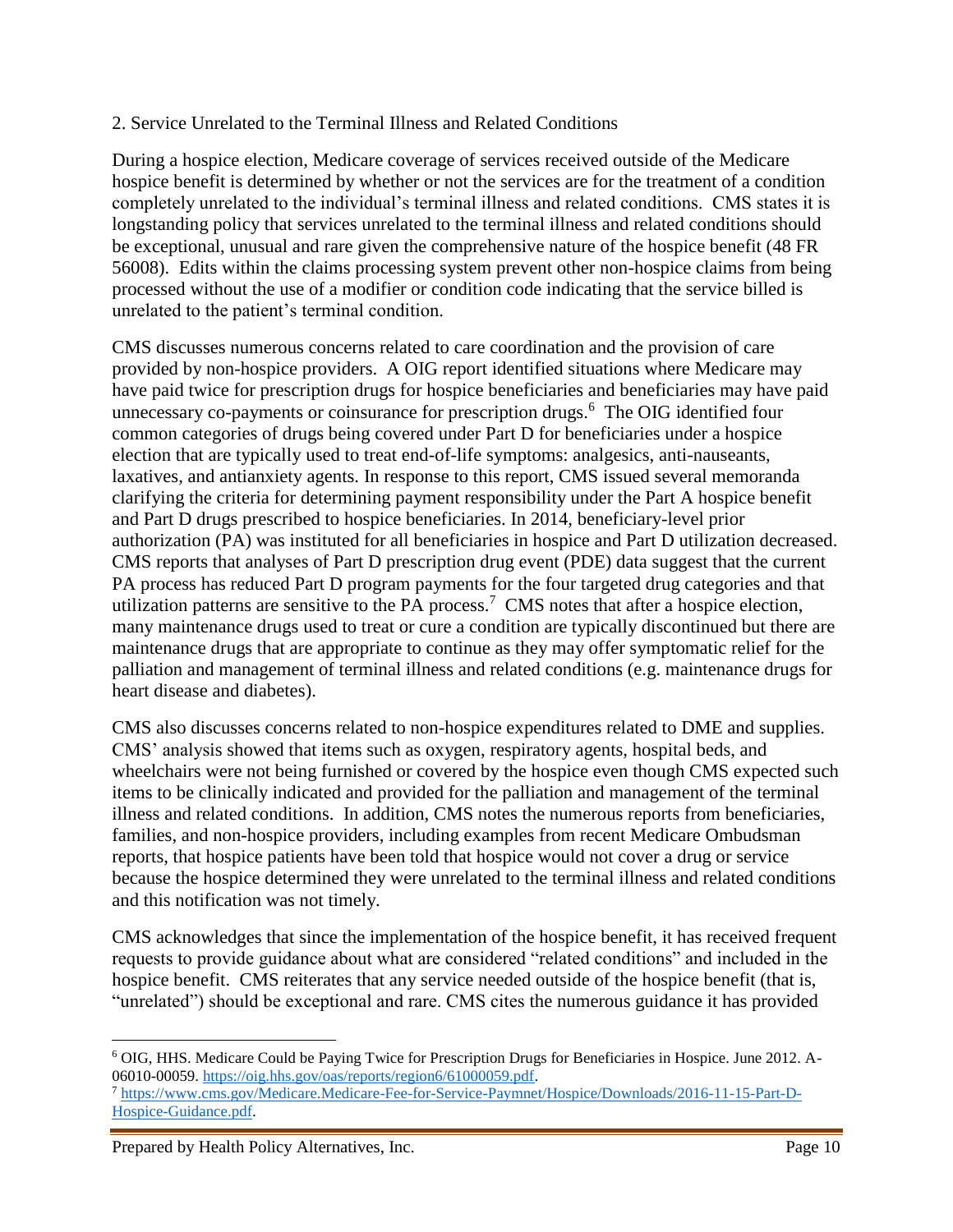2. Service Unrelated to the Terminal Illness and Related Conditions

During a hospice election, Medicare coverage of services received outside of the Medicare hospice benefit is determined by whether or not the services are for the treatment of a condition completely unrelated to the individual's terminal illness and related conditions. CMS states it is longstanding policy that services unrelated to the terminal illness and related conditions should be exceptional, unusual and rare given the comprehensive nature of the hospice benefit (48 FR 56008). Edits within the claims processing system prevent other non-hospice claims from being processed without the use of a modifier or condition code indicating that the service billed is unrelated to the patient's terminal condition.

CMS discusses numerous concerns related to care coordination and the provision of care provided by non-hospice providers. A OIG report identified situations where Medicare may have paid twice for prescription drugs for hospice beneficiaries and beneficiaries may have paid unnecessary co-payments or coinsurance for prescription drugs.[6] The OIG identified four common categories of drugs being covered under Part D for beneficiaries under a hospice election that are typically used to treat end-of-life symptoms: analgesics, anti-nauseants, laxatives, and antianxiety agents. In response to this report, CMS issued several memoranda clarifying the criteria for determining payment responsibility under the Part A hospice benefit and Part D drugs prescribed to hospice beneficiaries. In 2014, beneficiary-level prior authorization (PA) was instituted for all beneficiaries in hospice and Part D utilization decreased. CMS reports that analyses of Part D prescription drug event (PDE) data suggest that the current PA process has reduced Part D program payments for the four targeted drug categories and that utilization patterns are sensitive to the PA process.[7] CMS notes that after a hospice election, many maintenance drugs used to treat or cure a condition are typically discontinued but there are maintenance drugs that are appropriate to continue as they may offer symptomatic relief for the palliation and management of terminal illness and related conditions (e.g. maintenance drugs for heart disease and diabetes).

CMS also discusses concerns related to non-hospice expenditures related to DME and supplies. CMS' analysis showed that items such as oxygen, respiratory agents, hospital beds, and wheelchairs were not being furnished or covered by the hospice even though CMS expected such items to be clinically indicated and provided for the palliation and management of the terminal illness and related conditions. In addition, CMS notes the numerous reports from beneficiaries, families, and non-hospice providers, including examples from recent Medicare Ombudsman reports, that hospice patients have been told that hospice would not cover a drug or service because the hospice determined they were unrelated to the terminal illness and related conditions and this notification was not timely.

CMS acknowledges that since the implementation of the hospice benefit, it has received frequent requests to provide guidance about what are considered "related conditions" and included in the hospice benefit. CMS reiterates that any service needed outside of the hospice benefit (that is, "unrelated") should be exceptional and rare. CMS cites the numerous guidance it has provided

---

[6] OIG, HHS. Medicare Could be Paying Twice for Prescription Drugs for Beneficiaries in Hospice. June 2012. A-06010-00059. https://oig.hhs.gov/oas/reports/region6/61000059.pdf.

[7] https://www.cms.gov/Medicare.Medicare-Fee-for-Service-Paymnet/Hospice/Downloads/2016-11-15-Part-D-Hospice-Guidance.pdf.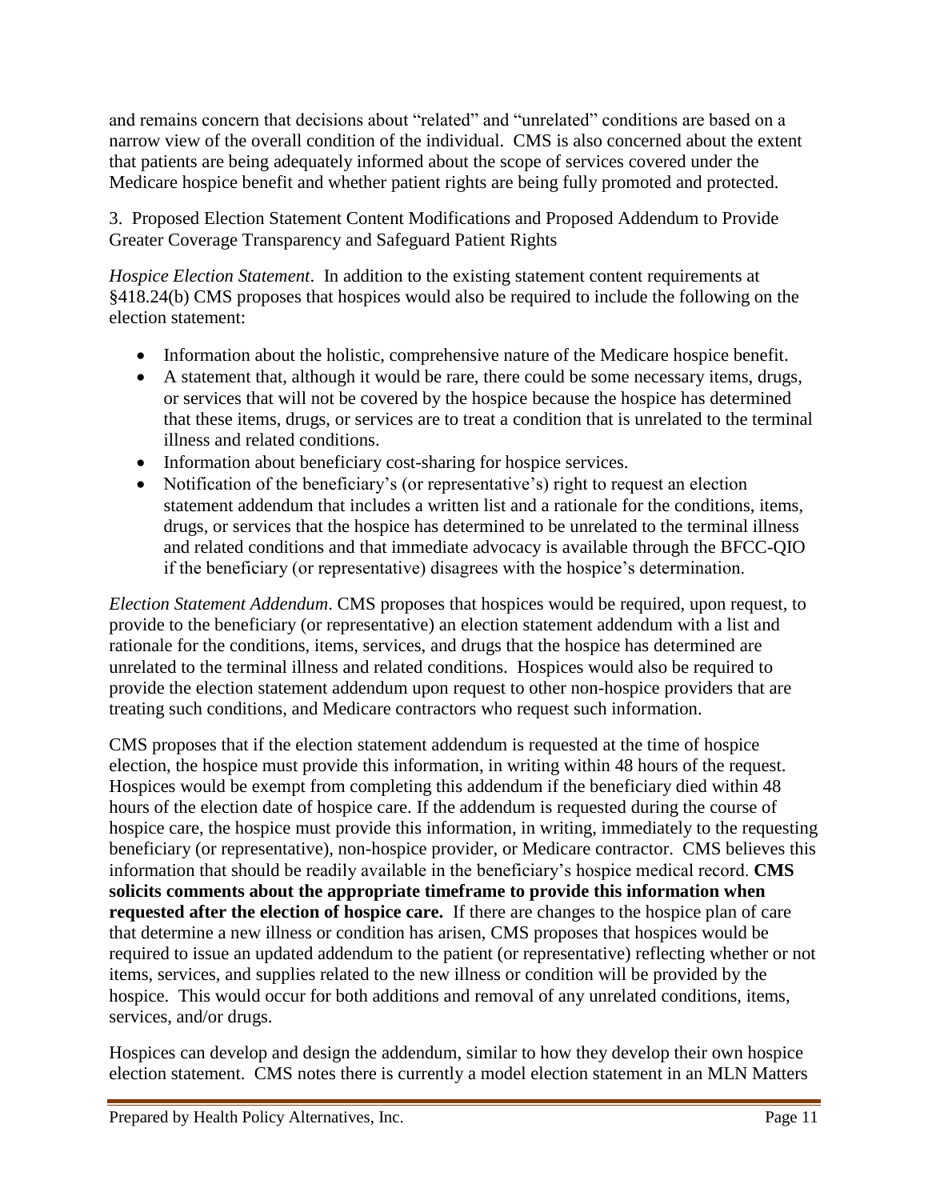and remains concern that decisions about "related" and "unrelated" conditions are based on a narrow view of the overall condition of the individual. CMS is also concerned about the extent that patients are being adequately informed about the scope of services covered under the Medicare hospice benefit and whether patient rights are being fully promoted and protected.

3. Proposed Election Statement Content Modifications and Proposed Addendum to Provide Greater Coverage Transparency and Safeguard Patient Rights

*Hospice Election Statement*. In addition to the existing statement content requirements at §418.24(b) CMS proposes that hospices would also be required to include the following on the election statement:

- Information about the holistic, comprehensive nature of the Medicare hospice benefit.
- A statement that, although it would be rare, there could be some necessary items, drugs, or services that will not be covered by the hospice because the hospice has determined that these items, drugs, or services are to treat a condition that is unrelated to the terminal illness and related conditions.
- Information about beneficiary cost-sharing for hospice services.
- Notification of the beneficiary's (or representative's) right to request an election statement addendum that includes a written list and a rationale for the conditions, items, drugs, or services that the hospice has determined to be unrelated to the terminal illness and related conditions and that immediate advocacy is available through the BFCC-QIO if the beneficiary (or representative) disagrees with the hospice's determination.

*Election Statement Addendum*. CMS proposes that hospices would be required, upon request, to provide to the beneficiary (or representative) an election statement addendum with a list and rationale for the conditions, items, services, and drugs that the hospice has determined are unrelated to the terminal illness and related conditions. Hospices would also be required to provide the election statement addendum upon request to other non-hospice providers that are treating such conditions, and Medicare contractors who request such information.

CMS proposes that if the election statement addendum is requested at the time of hospice election, the hospice must provide this information, in writing within 48 hours of the request. Hospices would be exempt from completing this addendum if the beneficiary died within 48 hours of the election date of hospice care. If the addendum is requested during the course of hospice care, the hospice must provide this information, in writing, immediately to the requesting beneficiary (or representative), non-hospice provider, or Medicare contractor. CMS believes this information that should be readily available in the beneficiary's hospice medical record. **CMS solicits comments about the appropriate timeframe to provide this information when requested after the election of hospice care.** If there are changes to the hospice plan of care that determine a new illness or condition has arisen, CMS proposes that hospices would be required to issue an updated addendum to the patient (or representative) reflecting whether or not items, services, and supplies related to the new illness or condition will be provided by the hospice. This would occur for both additions and removal of any unrelated conditions, items, services, and/or drugs.

Hospices can develop and design the addendum, similar to how they develop their own hospice election statement. CMS notes there is currently a model election statement in an MLN Matters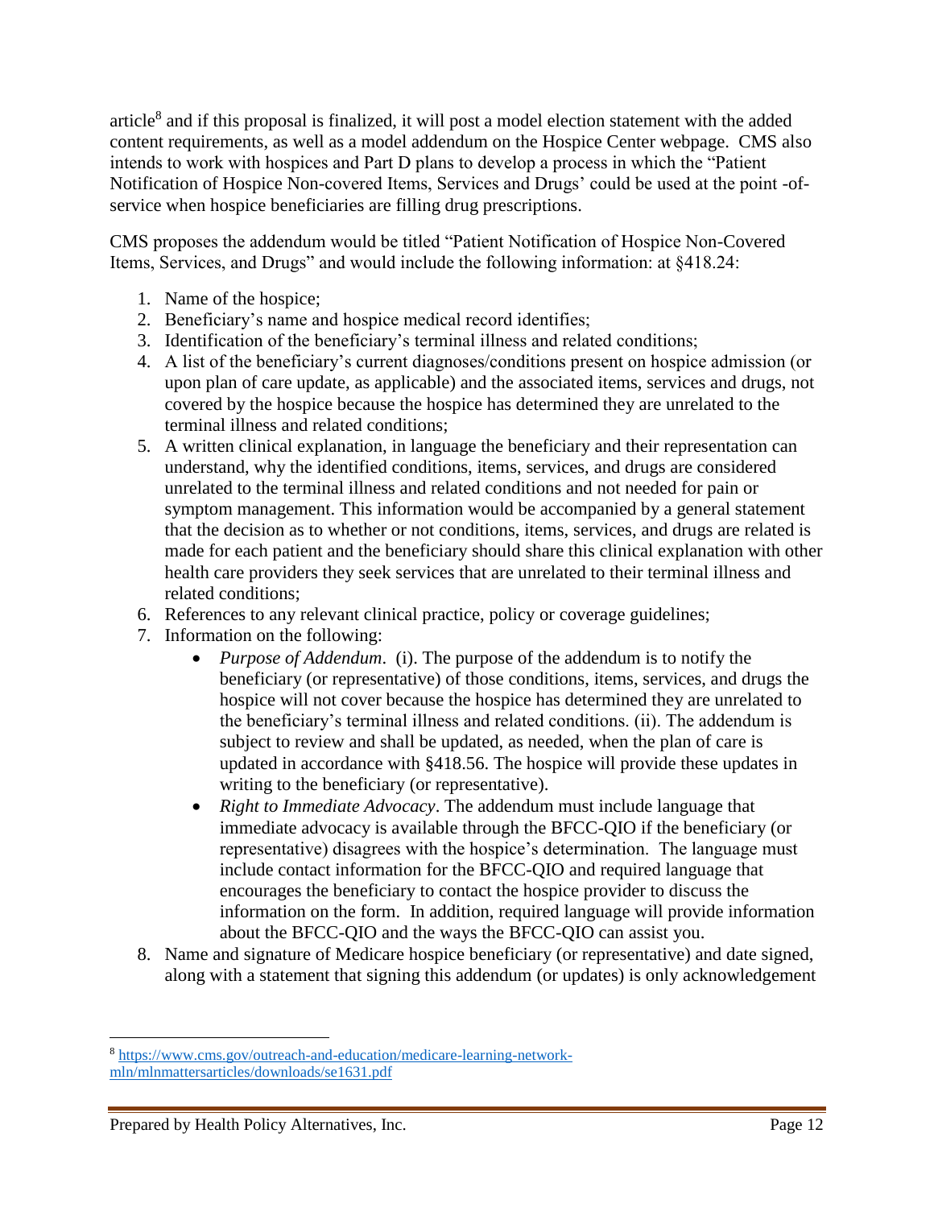article[8] and if this proposal is finalized, it will post a model election statement with the added content requirements, as well as a model addendum on the Hospice Center webpage. CMS also intends to work with hospices and Part D plans to develop a process in which the "Patient Notification of Hospice Non-covered Items, Services and Drugs' could be used at the point -of-service when hospice beneficiaries are filling drug prescriptions.

CMS proposes the addendum would be titled "Patient Notification of Hospice Non-Covered Items, Services, and Drugs" and would include the following information: at §418.24:

1. Name of the hospice;
2. Beneficiary's name and hospice medical record identifies;
3. Identification of the beneficiary's terminal illness and related conditions;
4. A list of the beneficiary's current diagnoses/conditions present on hospice admission (or upon plan of care update, as applicable) and the associated items, services and drugs, not covered by the hospice because the hospice has determined they are unrelated to the terminal illness and related conditions;
5. A written clinical explanation, in language the beneficiary and their representation can understand, why the identified conditions, items, services, and drugs are considered unrelated to the terminal illness and related conditions and not needed for pain or symptom management. This information would be accompanied by a general statement that the decision as to whether or not conditions, items, services, and drugs are related is made for each patient and the beneficiary should share this clinical explanation with other health care providers they seek services that are unrelated to their terminal illness and related conditions;
6. References to any relevant clinical practice, policy or coverage guidelines;
7. Information on the following:
   - *Purpose of Addendum*. (i). The purpose of the addendum is to notify the beneficiary (or representative) of those conditions, items, services, and drugs the hospice will not cover because the hospice has determined they are unrelated to the beneficiary's terminal illness and related conditions. (ii). The addendum is subject to review and shall be updated, as needed, when the plan of care is updated in accordance with §418.56. The hospice will provide these updates in writing to the beneficiary (or representative).
   - *Right to Immediate Advocacy*. The addendum must include language that immediate advocacy is available through the BFCC-QIO if the beneficiary (or representative) disagrees with the hospice's determination. The language must include contact information for the BFCC-QIO and required language that encourages the beneficiary to contact the hospice provider to discuss the information on the form. In addition, required language will provide information about the BFCC-QIO and the ways the BFCC-QIO can assist you.
8. Name and signature of Medicare hospice beneficiary (or representative) and date signed, along with a statement that signing this addendum (or updates) is only acknowledgement

[8] https://www.cms.gov/outreach-and-education/medicare-learning-network-mln/mlnmattersarticles/downloads/se1631.pdf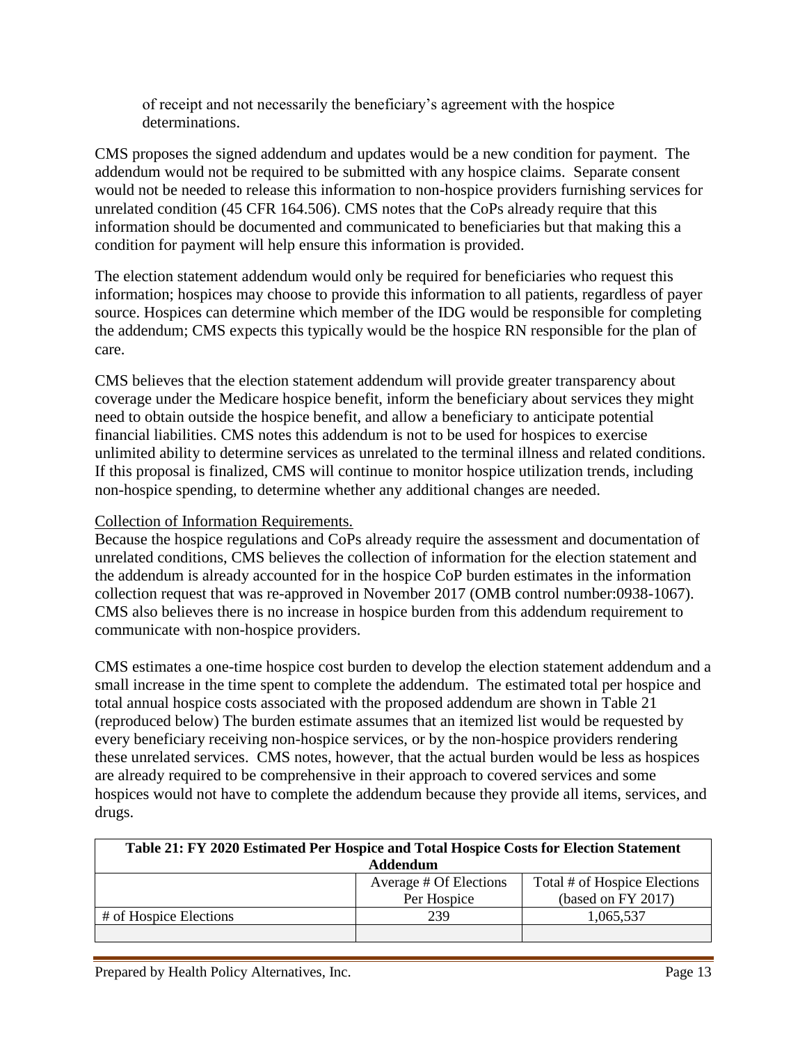of receipt and not necessarily the beneficiary's agreement with the hospice determinations.

CMS proposes the signed addendum and updates would be a new condition for payment. The addendum would not be required to be submitted with any hospice claims. Separate consent would not be needed to release this information to non-hospice providers furnishing services for unrelated condition (45 CFR 164.506). CMS notes that the CoPs already require that this information should be documented and communicated to beneficiaries but that making this a condition for payment will help ensure this information is provided.

The election statement addendum would only be required for beneficiaries who request this information; hospices may choose to provide this information to all patients, regardless of payer source. Hospices can determine which member of the IDG would be responsible for completing the addendum; CMS expects this typically would be the hospice RN responsible for the plan of care.

CMS believes that the election statement addendum will provide greater transparency about coverage under the Medicare hospice benefit, inform the beneficiary about services they might need to obtain outside the hospice benefit, and allow a beneficiary to anticipate potential financial liabilities. CMS notes this addendum is not to be used for hospices to exercise unlimited ability to determine services as unrelated to the terminal illness and related conditions. If this proposal is finalized, CMS will continue to monitor hospice utilization trends, including non-hospice spending, to determine whether any additional changes are needed.

Collection of Information Requirements.

Because the hospice regulations and CoPs already require the assessment and documentation of unrelated conditions, CMS believes the collection of information for the election statement and the addendum is already accounted for in the hospice CoP burden estimates in the information collection request that was re-approved in November 2017 (OMB control number:0938-1067). CMS also believes there is no increase in hospice burden from this addendum requirement to communicate with non-hospice providers.

CMS estimates a one-time hospice cost burden to develop the election statement addendum and a small increase in the time spent to complete the addendum. The estimated total per hospice and total annual hospice costs associated with the proposed addendum are shown in Table 21 (reproduced below) The burden estimate assumes that an itemized list would be requested by every beneficiary receiving non-hospice services, or by the non-hospice providers rendering these unrelated services. CMS notes, however, that the actual burden would be less as hospices are already required to be comprehensive in their approach to covered services and some hospices would not have to complete the addendum because they provide all items, services, and drugs.

| Table 21: FY 2020 Estimated Per Hospice and Total Hospice Costs for Election Statement Addendum | | |
|---|---|---|
| | Average # Of Elections Per Hospice | Total # of Hospice Elections (based on FY 2017) |
| # of Hospice Elections | 239 | 1,065,537 |
| | | |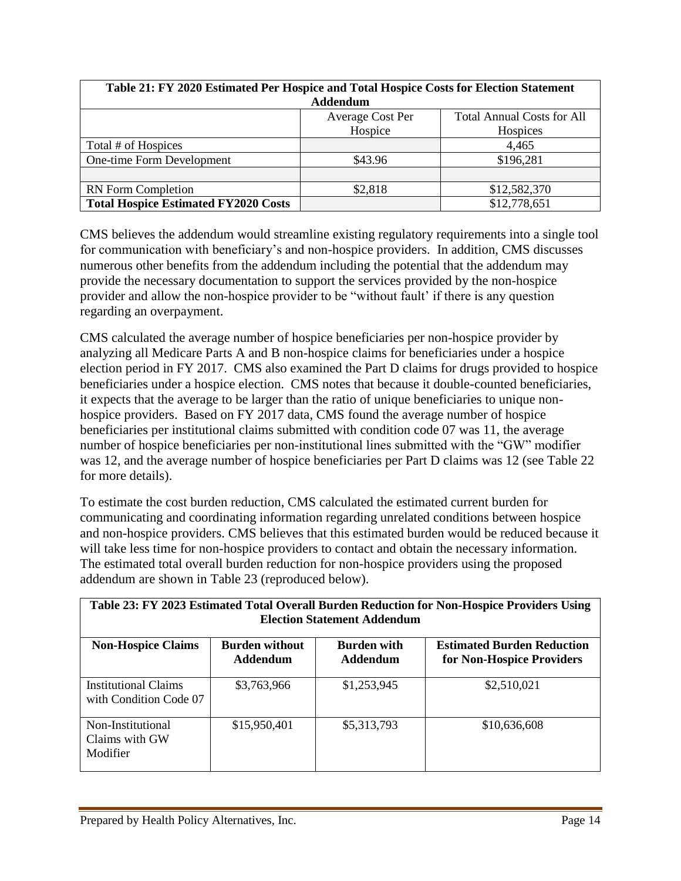| Table 21: FY 2020 Estimated Per Hospice and Total Hospice Costs for Election Statement Addendum | | |
|---|---|---|
| | Average Cost Per Hospice | Total Annual Costs for All Hospices |
| Total # of Hospices | | 4,465 |
| One-time Form Development | $43.96 | $196,281 |
| | | |
| RN Form Completion | $2,818 | $12,582,370 |
| **Total Hospice Estimated FY2020 Costs** | | $12,778,651 |

CMS believes the addendum would streamline existing regulatory requirements into a single tool for communication with beneficiary's and non-hospice providers. In addition, CMS discusses numerous other benefits from the addendum including the potential that the addendum may provide the necessary documentation to support the services provided by the non-hospice provider and allow the non-hospice provider to be "without fault' if there is any question regarding an overpayment.

CMS calculated the average number of hospice beneficiaries per non-hospice provider by analyzing all Medicare Parts A and B non-hospice claims for beneficiaries under a hospice election period in FY 2017. CMS also examined the Part D claims for drugs provided to hospice beneficiaries under a hospice election. CMS notes that because it double-counted beneficiaries, it expects that the average to be larger than the ratio of unique beneficiaries to unique non-hospice providers. Based on FY 2017 data, CMS found the average number of hospice beneficiaries per institutional claims submitted with condition code 07 was 11, the average number of hospice beneficiaries per non-institutional lines submitted with the "GW" modifier was 12, and the average number of hospice beneficiaries per Part D claims was 12 (see Table 22 for more details).

To estimate the cost burden reduction, CMS calculated the estimated current burden for communicating and coordinating information regarding unrelated conditions between hospice and non-hospice providers. CMS believes that this estimated burden would be reduced because it will take less time for non-hospice providers to contact and obtain the necessary information. The estimated total overall burden reduction for non-hospice providers using the proposed addendum are shown in Table 23 (reproduced below).

| Table 23: FY 2023 Estimated Total Overall Burden Reduction for Non-Hospice Providers Using Election Statement Addendum | | | |
|---|---|---|---|
| **Non-Hospice Claims** | **Burden without Addendum** | **Burden with Addendum** | **Estimated Burden Reduction for Non-Hospice Providers** |
| Institutional Claims with Condition Code 07 | $3,763,966 | $1,253,945 | $2,510,021 |
| Non-Institutional Claims with GW Modifier | $15,950,401 | $5,313,793 | $10,636,608 |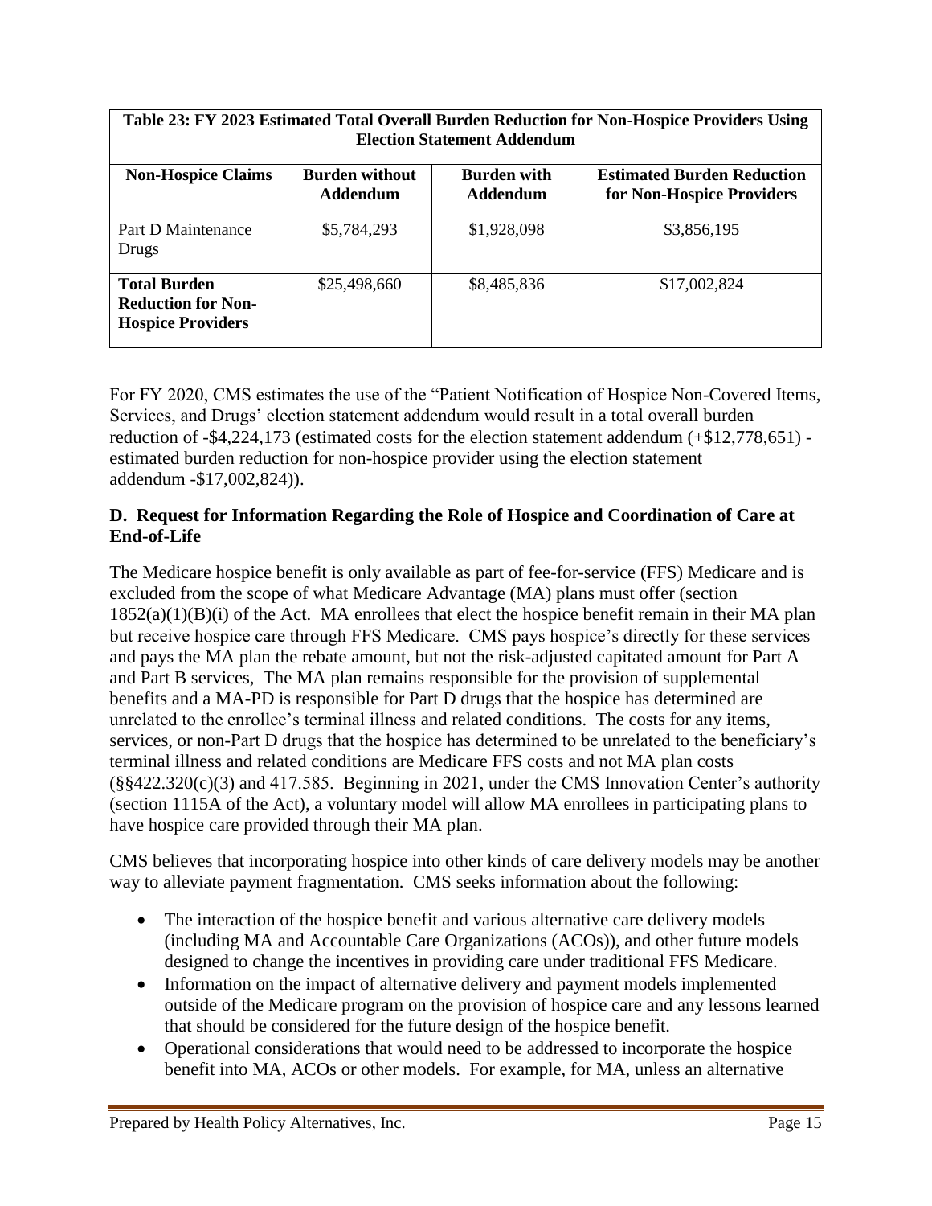| Table 23: FY 2023 Estimated Total Overall Burden Reduction for Non-Hospice Providers Using Election Statement Addendum | | | |
|---|---|---|---|
| **Non-Hospice Claims** | **Burden without Addendum** | **Burden with Addendum** | **Estimated Burden Reduction for Non-Hospice Providers** |
| Part D Maintenance Drugs | $5,784,293 | $1,928,098 | $3,856,195 |
| **Total Burden Reduction for Non-Hospice Providers** | $25,498,660 | $8,485,836 | $17,002,824 |

For FY 2020, CMS estimates the use of the "Patient Notification of Hospice Non-Covered Items, Services, and Drugs' election statement addendum would result in a total overall burden reduction of -$4,224,173 (estimated costs for the election statement addendum (+$12,778,651) - estimated burden reduction for non-hospice provider using the election statement addendum -$17,002,824)).

### D. Request for Information Regarding the Role of Hospice and Coordination of Care at End-of-Life

The Medicare hospice benefit is only available as part of fee-for-service (FFS) Medicare and is excluded from the scope of what Medicare Advantage (MA) plans must offer (section 1852(a)(1)(B)(i) of the Act. MA enrollees that elect the hospice benefit remain in their MA plan but receive hospice care through FFS Medicare. CMS pays hospice's directly for these services and pays the MA plan the rebate amount, but not the risk-adjusted capitated amount for Part A and Part B services, The MA plan remains responsible for the provision of supplemental benefits and a MA-PD is responsible for Part D drugs that the hospice has determined are unrelated to the enrollee's terminal illness and related conditions. The costs for any items, services, or non-Part D drugs that the hospice has determined to be unrelated to the beneficiary's terminal illness and related conditions are Medicare FFS costs and not MA plan costs (§§422.320(c)(3) and 417.585. Beginning in 2021, under the CMS Innovation Center's authority (section 1115A of the Act), a voluntary model will allow MA enrollees in participating plans to have hospice care provided through their MA plan.

CMS believes that incorporating hospice into other kinds of care delivery models may be another way to alleviate payment fragmentation. CMS seeks information about the following:

- The interaction of the hospice benefit and various alternative care delivery models (including MA and Accountable Care Organizations (ACOs)), and other future models designed to change the incentives in providing care under traditional FFS Medicare.
- Information on the impact of alternative delivery and payment models implemented outside of the Medicare program on the provision of hospice care and any lessons learned that should be considered for the future design of the hospice benefit.
- Operational considerations that would need to be addressed to incorporate the hospice benefit into MA, ACOs or other models. For example, for MA, unless an alternative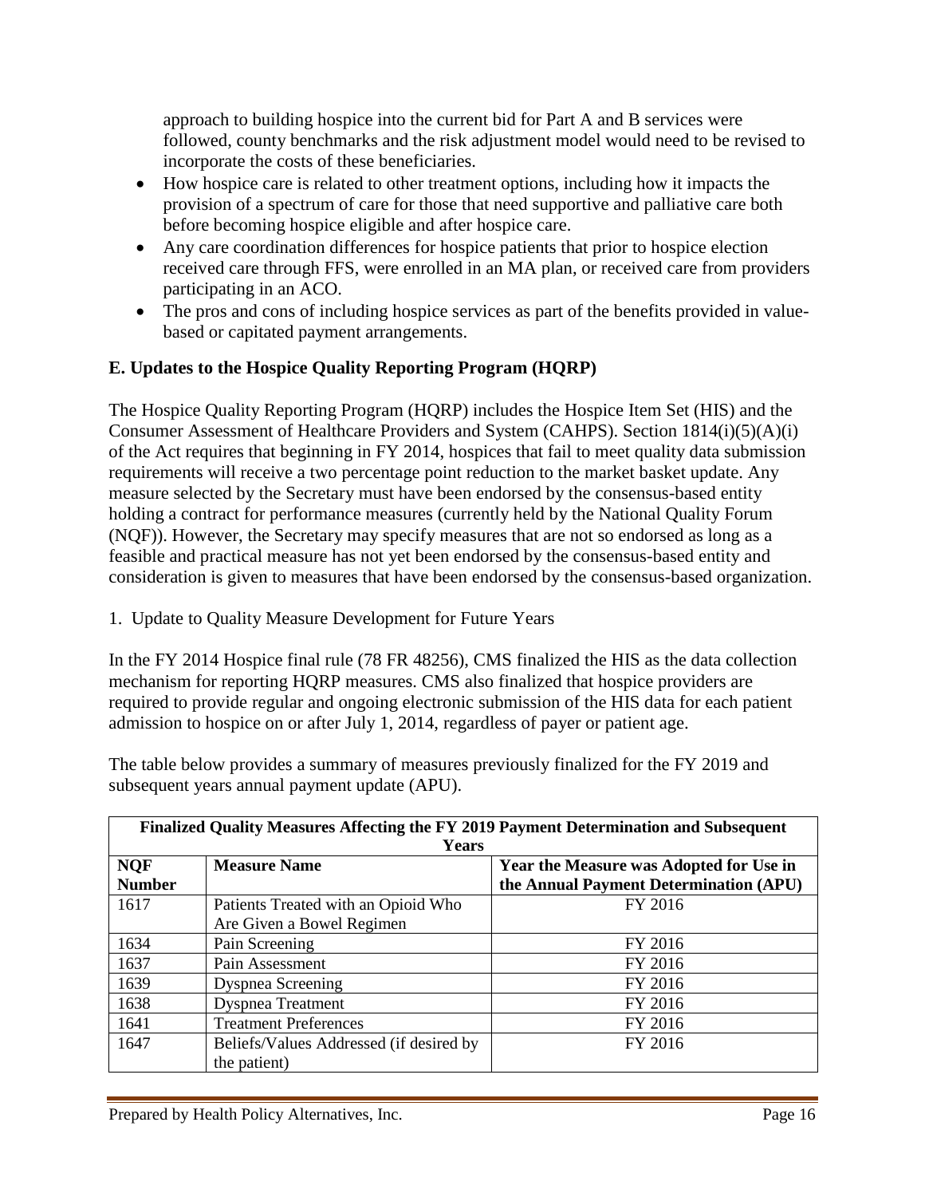approach to building hospice into the current bid for Part A and B services were followed, county benchmarks and the risk adjustment model would need to be revised to incorporate the costs of these beneficiaries.

- How hospice care is related to other treatment options, including how it impacts the provision of a spectrum of care for those that need supportive and palliative care both before becoming hospice eligible and after hospice care.
- Any care coordination differences for hospice patients that prior to hospice election received care through FFS, were enrolled in an MA plan, or received care from providers participating in an ACO.
- The pros and cons of including hospice services as part of the benefits provided in value-based or capitated payment arrangements.

## E. Updates to the Hospice Quality Reporting Program (HQRP)

The Hospice Quality Reporting Program (HQRP) includes the Hospice Item Set (HIS) and the Consumer Assessment of Healthcare Providers and System (CAHPS). Section 1814(i)(5)(A)(i) of the Act requires that beginning in FY 2014, hospices that fail to meet quality data submission requirements will receive a two percentage point reduction to the market basket update. Any measure selected by the Secretary must have been endorsed by the consensus-based entity holding a contract for performance measures (currently held by the National Quality Forum (NQF)). However, the Secretary may specify measures that are not so endorsed as long as a feasible and practical measure has not yet been endorsed by the consensus-based entity and consideration is given to measures that have been endorsed by the consensus-based organization.

1. Update to Quality Measure Development for Future Years

In the FY 2014 Hospice final rule (78 FR 48256), CMS finalized the HIS as the data collection mechanism for reporting HQRP measures. CMS also finalized that hospice providers are required to provide regular and ongoing electronic submission of the HIS data for each patient admission to hospice on or after July 1, 2014, regardless of payer or patient age.

The table below provides a summary of measures previously finalized for the FY 2019 and subsequent years annual payment update (APU).

| **Finalized Quality Measures Affecting the FY 2019 Payment Determination and Subsequent Years** | | |
|---|---|---|
| **NQF Number** | **Measure Name** | **Year the Measure was Adopted for Use in the Annual Payment Determination (APU)** |
| 1617 | Patients Treated with an Opioid Who Are Given a Bowel Regimen | FY 2016 |
| 1634 | Pain Screening | FY 2016 |
| 1637 | Pain Assessment | FY 2016 |
| 1639 | Dyspnea Screening | FY 2016 |
| 1638 | Dyspnea Treatment | FY 2016 |
| 1641 | Treatment Preferences | FY 2016 |
| 1647 | Beliefs/Values Addressed (if desired by the patient) | FY 2016 |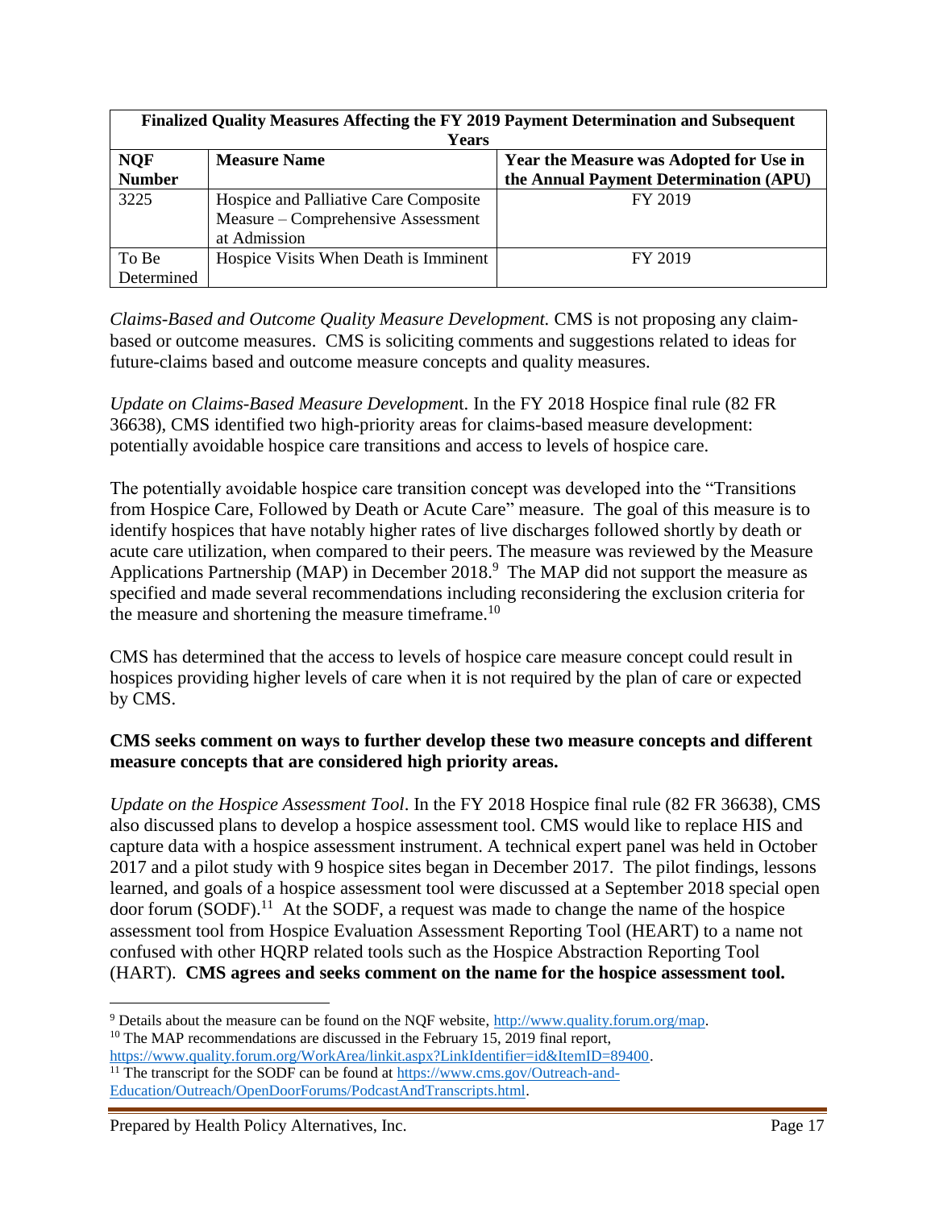| Finalized Quality Measures Affecting the FY 2019 Payment Determination and Subsequent Years | | |
|---|---|---|
| **NQF Number** | **Measure Name** | **Year the Measure was Adopted for Use in the Annual Payment Determination (APU)** |
| 3225 | Hospice and Palliative Care Composite Measure – Comprehensive Assessment at Admission | FY 2019 |
| To Be Determined | Hospice Visits When Death is Imminent | FY 2019 |

*Claims-Based and Outcome Quality Measure Development.* CMS is not proposing any claim-based or outcome measures. CMS is soliciting comments and suggestions related to ideas for future-claims based and outcome measure concepts and quality measures.

*Update on Claims-Based Measure Developmen*t. In the FY 2018 Hospice final rule (82 FR 36638), CMS identified two high-priority areas for claims-based measure development: potentially avoidable hospice care transitions and access to levels of hospice care.

The potentially avoidable hospice care transition concept was developed into the "Transitions from Hospice Care, Followed by Death or Acute Care" measure. The goal of this measure is to identify hospices that have notably higher rates of live discharges followed shortly by death or acute care utilization, when compared to their peers. The measure was reviewed by the Measure Applications Partnership (MAP) in December 2018.[9] The MAP did not support the measure as specified and made several recommendations including reconsidering the exclusion criteria for the measure and shortening the measure timeframe.[10]

CMS has determined that the access to levels of hospice care measure concept could result in hospices providing higher levels of care when it is not required by the plan of care or expected by CMS.

**CMS seeks comment on ways to further develop these two measure concepts and different measure concepts that are considered high priority areas.**

*Update on the Hospice Assessment Tool*. In the FY 2018 Hospice final rule (82 FR 36638), CMS also discussed plans to develop a hospice assessment tool. CMS would like to replace HIS and capture data with a hospice assessment instrument. A technical expert panel was held in October 2017 and a pilot study with 9 hospice sites began in December 2017. The pilot findings, lessons learned, and goals of a hospice assessment tool were discussed at a September 2018 special open door forum (SODF).[11] At the SODF, a request was made to change the name of the hospice assessment tool from Hospice Evaluation Assessment Reporting Tool (HEART) to a name not confused with other HQRP related tools such as the Hospice Abstraction Reporting Tool (HART). **CMS agrees and seeks comment on the name for the hospice assessment tool.**

---

[9] Details about the measure can be found on the NQF website, http://www.quality.forum.org/map.

[10] The MAP recommendations are discussed in the February 15, 2019 final report, https://www.quality.forum.org/WorkArea/linkit.aspx?LinkIdentifier=id&ItemID=89400.

[11] The transcript for the SODF can be found at https://www.cms.gov/Outreach-and-Education/Outreach/OpenDoorForums/PodcastAndTranscripts.html.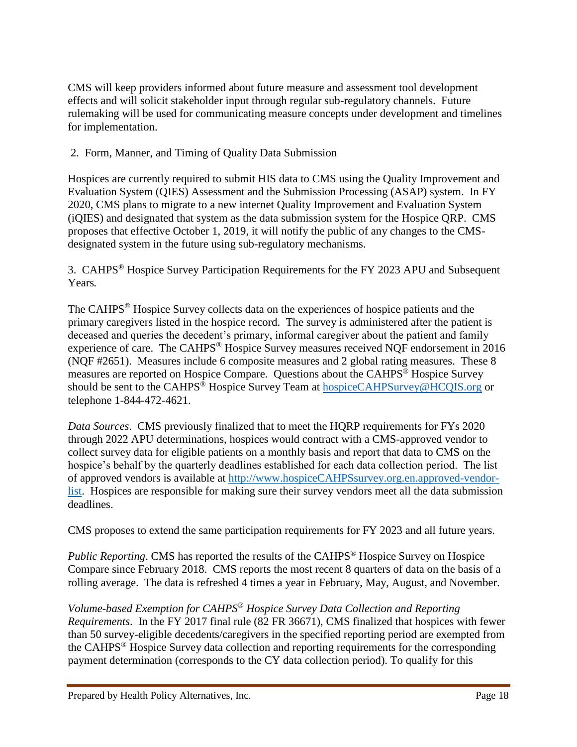CMS will keep providers informed about future measure and assessment tool development effects and will solicit stakeholder input through regular sub-regulatory channels. Future rulemaking will be used for communicating measure concepts under development and timelines for implementation.

2. Form, Manner, and Timing of Quality Data Submission

Hospices are currently required to submit HIS data to CMS using the Quality Improvement and Evaluation System (QIES) Assessment and the Submission Processing (ASAP) system. In FY 2020, CMS plans to migrate to a new internet Quality Improvement and Evaluation System (iQIES) and designated that system as the data submission system for the Hospice QRP. CMS proposes that effective October 1, 2019, it will notify the public of any changes to the CMS-designated system in the future using sub-regulatory mechanisms.

3. CAHPS® Hospice Survey Participation Requirements for the FY 2023 APU and Subsequent Years.

The CAHPS® Hospice Survey collects data on the experiences of hospice patients and the primary caregivers listed in the hospice record. The survey is administered after the patient is deceased and queries the decedent's primary, informal caregiver about the patient and family experience of care. The CAHPS® Hospice Survey measures received NQF endorsement in 2016 (NQF #2651). Measures include 6 composite measures and 2 global rating measures. These 8 measures are reported on Hospice Compare. Questions about the CAHPS® Hospice Survey should be sent to the CAHPS® Hospice Survey Team at [hospiceCAHPSurvey@HCQIS.org](mailto:hospiceCAHPSurvey@HCQIS.org) or telephone 1-844-472-4621.

*Data Sources*. CMS previously finalized that to meet the HQRP requirements for FYs 2020 through 2022 APU determinations, hospices would contract with a CMS-approved vendor to collect survey data for eligible patients on a monthly basis and report that data to CMS on the hospice's behalf by the quarterly deadlines established for each data collection period. The list of approved vendors is available at [http://www.hospiceCAHPSsurvey.org.en.approved-vendor-list](http://www.hospiceCAHPSsurvey.org.en.approved-vendor-list). Hospices are responsible for making sure their survey vendors meet all the data submission deadlines.

CMS proposes to extend the same participation requirements for FY 2023 and all future years.

*Public Reporting*. CMS has reported the results of the CAHPS® Hospice Survey on Hospice Compare since February 2018. CMS reports the most recent 8 quarters of data on the basis of a rolling average. The data is refreshed 4 times a year in February, May, August, and November.

*Volume-based Exemption for CAHPS® Hospice Survey Data Collection and Reporting Requirements*. In the FY 2017 final rule (82 FR 36671), CMS finalized that hospices with fewer than 50 survey-eligible decedents/caregivers in the specified reporting period are exempted from the CAHPS® Hospice Survey data collection and reporting requirements for the corresponding payment determination (corresponds to the CY data collection period). To qualify for this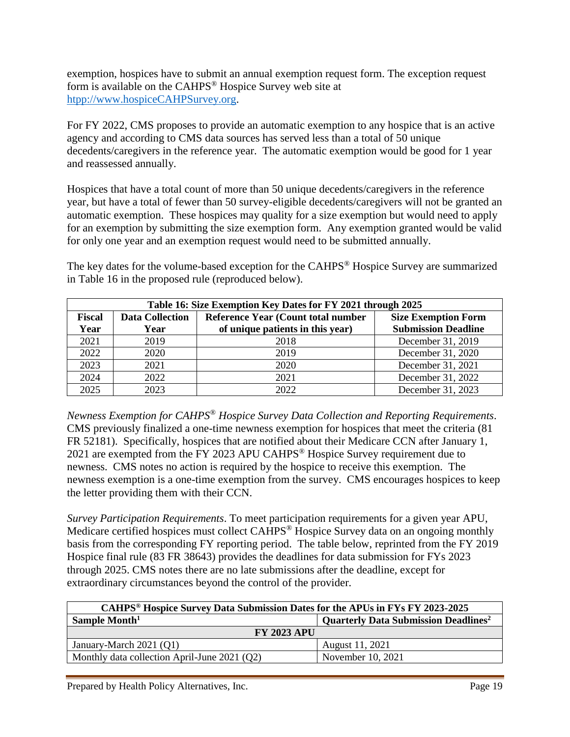exemption, hospices have to submit an annual exemption request form. The exception request form is available on the CAHPS® Hospice Survey web site at [htpp://www.hospiceCAHPSurvey.org](htpp://www.hospiceCAHPSurvey.org).

For FY 2022, CMS proposes to provide an automatic exemption to any hospice that is an active agency and according to CMS data sources has served less than a total of 50 unique decedents/caregivers in the reference year. The automatic exemption would be good for 1 year and reassessed annually.

Hospices that have a total count of more than 50 unique decedents/caregivers in the reference year, but have a total of fewer than 50 survey-eligible decedents/caregivers will not be granted an automatic exemption. These hospices may quality for a size exemption but would need to apply for an exemption by submitting the size exemption form. Any exemption granted would be valid for only one year and an exemption request would need to be submitted annually.

The key dates for the volume-based exception for the CAHPS® Hospice Survey are summarized in Table 16 in the proposed rule (reproduced below).

| Table 16: Size Exemption Key Dates for FY 2021 through 2025 | | | |
|---|---|---|---|
| **Fiscal Year** | **Data Collection Year** | **Reference Year (Count total number of unique patients in this year)** | **Size Exemption Form Submission Deadline** |
| 2021 | 2019 | 2018 | December 31, 2019 |
| 2022 | 2020 | 2019 | December 31, 2020 |
| 2023 | 2021 | 2020 | December 31, 2021 |
| 2024 | 2022 | 2021 | December 31, 2022 |
| 2025 | 2023 | 2022 | December 31, 2023 |

*Newness Exemption for CAHPS® Hospice Survey Data Collection and Reporting Requirements*. CMS previously finalized a one-time newness exemption for hospices that meet the criteria (81 FR 52181). Specifically, hospices that are notified about their Medicare CCN after January 1, 2021 are exempted from the FY 2023 APU CAHPS® Hospice Survey requirement due to newness. CMS notes no action is required by the hospice to receive this exemption. The newness exemption is a one-time exemption from the survey. CMS encourages hospices to keep the letter providing them with their CCN.

*Survey Participation Requirements*. To meet participation requirements for a given year APU, Medicare certified hospices must collect CAHPS® Hospice Survey data on an ongoing monthly basis from the corresponding FY reporting period. The table below, reprinted from the FY 2019 Hospice final rule (83 FR 38643) provides the deadlines for data submission for FYs 2023 through 2025. CMS notes there are no late submissions after the deadline, except for extraordinary circumstances beyond the control of the provider.

| CAHPS® Hospice Survey Data Submission Dates for the APUs in FYs FY 2023-2025 | |
|---|---|
| **Sample Month[1]** | **Quarterly Data Submission Deadlines[2]** |
| **FY 2023 APU** | |
| January-March 2021 (Q1) | August 11, 2021 |
| Monthly data collection April-June 2021 (Q2) | November 10, 2021 |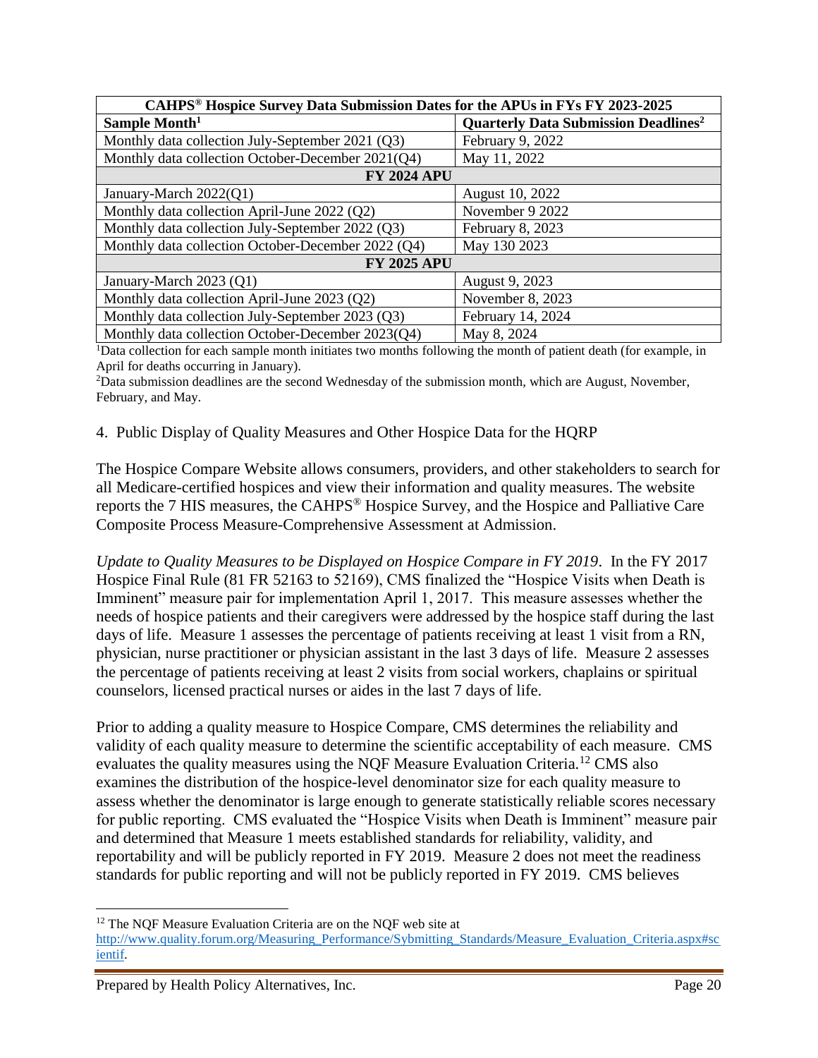| CAHPS® Hospice Survey Data Submission Dates for the APUs in FYs FY 2023-2025 | |
|---|---|
| **Sample Month[1]** | **Quarterly Data Submission Deadlines[2]** |
| Monthly data collection July-September 2021 (Q3) | February 9, 2022 |
| Monthly data collection October-December 2021(Q4) | May 11, 2022 |
| **FY 2024 APU** | |
| January-March 2022(Q1) | August 10, 2022 |
| Monthly data collection April-June 2022 (Q2) | November 9 2022 |
| Monthly data collection July-September 2022 (Q3) | February 8, 2023 |
| Monthly data collection October-December 2022 (Q4) | May 130 2023 |
| **FY 2025 APU** | |
| January-March 2023 (Q1) | August 9, 2023 |
| Monthly data collection April-June 2023 (Q2) | November 8, 2023 |
| Monthly data collection July-September 2023 (Q3) | February 14, 2024 |
| Monthly data collection October-December 2023(Q4) | May 8, 2024 |

[1]Data collection for each sample month initiates two months following the month of patient death (for example, in April for deaths occurring in January).

[2]Data submission deadlines are the second Wednesday of the submission month, which are August, November, February, and May.

4. Public Display of Quality Measures and Other Hospice Data for the HQRP

The Hospice Compare Website allows consumers, providers, and other stakeholders to search for all Medicare-certified hospices and view their information and quality measures. The website reports the 7 HIS measures, the CAHPS® Hospice Survey, and the Hospice and Palliative Care Composite Process Measure-Comprehensive Assessment at Admission.

*Update to Quality Measures to be Displayed on Hospice Compare in FY 2019*. In the FY 2017 Hospice Final Rule (81 FR 52163 to 52169), CMS finalized the "Hospice Visits when Death is Imminent" measure pair for implementation April 1, 2017. This measure assesses whether the needs of hospice patients and their caregivers were addressed by the hospice staff during the last days of life. Measure 1 assesses the percentage of patients receiving at least 1 visit from a RN, physician, nurse practitioner or physician assistant in the last 3 days of life. Measure 2 assesses the percentage of patients receiving at least 2 visits from social workers, chaplains or spiritual counselors, licensed practical nurses or aides in the last 7 days of life.

Prior to adding a quality measure to Hospice Compare, CMS determines the reliability and validity of each quality measure to determine the scientific acceptability of each measure. CMS evaluates the quality measures using the NQF Measure Evaluation Criteria.[12] CMS also examines the distribution of the hospice-level denominator size for each quality measure to assess whether the denominator is large enough to generate statistically reliable scores necessary for public reporting. CMS evaluated the "Hospice Visits when Death is Imminent" measure pair and determined that Measure 1 meets established standards for reliability, validity, and reportability and will be publicly reported in FY 2019. Measure 2 does not meet the readiness standards for public reporting and will not be publicly reported in FY 2019. CMS believes

[12] The NQF Measure Evaluation Criteria are on the NQF web site at http://www.quality.forum.org/Measuring_Performance/Sybmitting_Standards/Measure_Evaluation_Criteria.aspx#scientif.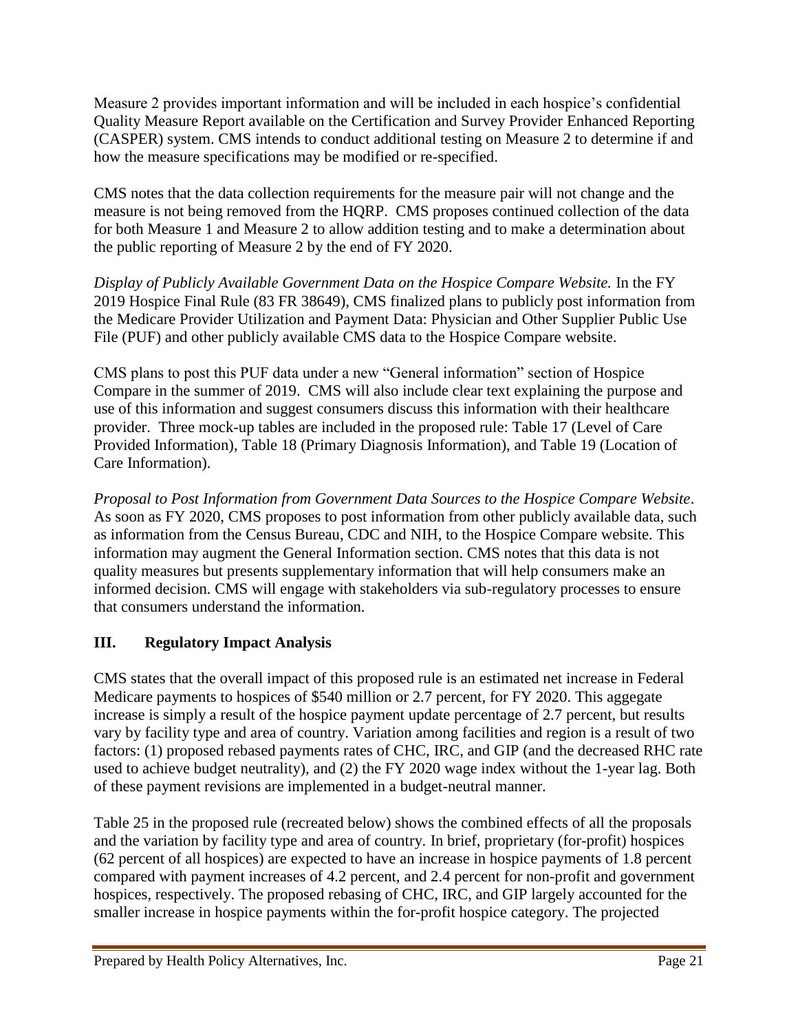Measure 2 provides important information and will be included in each hospice's confidential Quality Measure Report available on the Certification and Survey Provider Enhanced Reporting (CASPER) system. CMS intends to conduct additional testing on Measure 2 to determine if and how the measure specifications may be modified or re-specified.

CMS notes that the data collection requirements for the measure pair will not change and the measure is not being removed from the HQRP. CMS proposes continued collection of the data for both Measure 1 and Measure 2 to allow addition testing and to make a determination about the public reporting of Measure 2 by the end of FY 2020.

*Display of Publicly Available Government Data on the Hospice Compare Website.* In the FY 2019 Hospice Final Rule (83 FR 38649), CMS finalized plans to publicly post information from the Medicare Provider Utilization and Payment Data: Physician and Other Supplier Public Use File (PUF) and other publicly available CMS data to the Hospice Compare website.

CMS plans to post this PUF data under a new "General information" section of Hospice Compare in the summer of 2019. CMS will also include clear text explaining the purpose and use of this information and suggest consumers discuss this information with their healthcare provider. Three mock-up tables are included in the proposed rule: Table 17 (Level of Care Provided Information), Table 18 (Primary Diagnosis Information), and Table 19 (Location of Care Information).

*Proposal to Post Information from Government Data Sources to the Hospice Compare Website*. As soon as FY 2020, CMS proposes to post information from other publicly available data, such as information from the Census Bureau, CDC and NIH, to the Hospice Compare website. This information may augment the General Information section. CMS notes that this data is not quality measures but presents supplementary information that will help consumers make an informed decision. CMS will engage with stakeholders via sub-regulatory processes to ensure that consumers understand the information.

## III. Regulatory Impact Analysis

CMS states that the overall impact of this proposed rule is an estimated net increase in Federal Medicare payments to hospices of $540 million or 2.7 percent, for FY 2020. This aggegate increase is simply a result of the hospice payment update percentage of 2.7 percent, but results vary by facility type and area of country. Variation among facilities and region is a result of two factors: (1) proposed rebased payments rates of CHC, IRC, and GIP (and the decreased RHC rate used to achieve budget neutrality), and (2) the FY 2020 wage index without the 1-year lag. Both of these payment revisions are implemented in a budget-neutral manner.

Table 25 in the proposed rule (recreated below) shows the combined effects of all the proposals and the variation by facility type and area of country. In brief, proprietary (for-profit) hospices (62 percent of all hospices) are expected to have an increase in hospice payments of 1.8 percent compared with payment increases of 4.2 percent, and 2.4 percent for non-profit and government hospices, respectively. The proposed rebasing of CHC, IRC, and GIP largely accounted for the smaller increase in hospice payments within the for-profit hospice category. The projected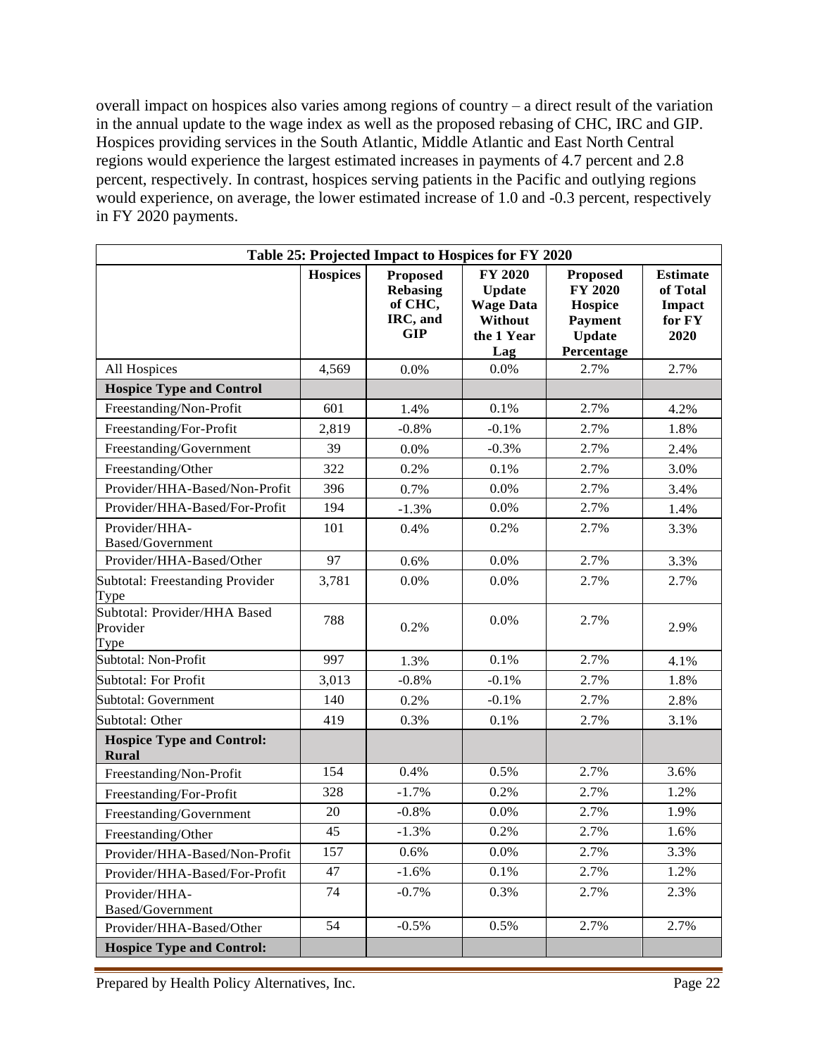overall impact on hospices also varies among regions of country – a direct result of the variation in the annual update to the wage index as well as the proposed rebasing of CHC, IRC and GIP. Hospices providing services in the South Atlantic, Middle Atlantic and East North Central regions would experience the largest estimated increases in payments of 4.7 percent and 2.8 percent, respectively. In contrast, hospices serving patients in the Pacific and outlying regions would experience, on average, the lower estimated increase of 1.0 and -0.3 percent, respectively in FY 2020 payments.

| Table 25: Projected Impact to Hospices for FY 2020 | | | | | |
|---|---|---|---|---|---|
| | **Hospices** | **Proposed Rebasing of CHC, IRC, and GIP** | **FY 2020 Update Wage Data Without the 1 Year Lag** | **Proposed FY 2020 Hospice Payment Update Percentage** | **Estimate of Total Impact for FY 2020** |
| All Hospices | 4,569 | 0.0% | 0.0% | 2.7% | 2.7% |
| **Hospice Type and Control** | | | | | |
| Freestanding/Non-Profit | 601 | 1.4% | 0.1% | 2.7% | 4.2% |
| Freestanding/For-Profit | 2,819 | -0.8% | -0.1% | 2.7% | 1.8% |
| Freestanding/Government | 39 | 0.0% | -0.3% | 2.7% | 2.4% |
| Freestanding/Other | 322 | 0.2% | 0.1% | 2.7% | 3.0% |
| Provider/HHA-Based/Non-Profit | 396 | 0.7% | 0.0% | 2.7% | 3.4% |
| Provider/HHA-Based/For-Profit | 194 | -1.3% | 0.0% | 2.7% | 1.4% |
| Provider/HHA-Based/Government | 101 | 0.4% | 0.2% | 2.7% | 3.3% |
| Provider/HHA-Based/Other | 97 | 0.6% | 0.0% | 2.7% | 3.3% |
| Subtotal: Freestanding Provider Type | 3,781 | 0.0% | 0.0% | 2.7% | 2.7% |
| Subtotal: Provider/HHA Based Provider Type | 788 | 0.2% | 0.0% | 2.7% | 2.9% |
| Subtotal: Non-Profit | 997 | 1.3% | 0.1% | 2.7% | 4.1% |
| Subtotal: For Profit | 3,013 | -0.8% | -0.1% | 2.7% | 1.8% |
| Subtotal: Government | 140 | 0.2% | -0.1% | 2.7% | 2.8% |
| Subtotal: Other | 419 | 0.3% | 0.1% | 2.7% | 3.1% |
| **Hospice Type and Control: Rural** | | | | | |
| Freestanding/Non-Profit | 154 | 0.4% | 0.5% | 2.7% | 3.6% |
| Freestanding/For-Profit | 328 | -1.7% | 0.2% | 2.7% | 1.2% |
| Freestanding/Government | 20 | -0.8% | 0.0% | 2.7% | 1.9% |
| Freestanding/Other | 45 | -1.3% | 0.2% | 2.7% | 1.6% |
| Provider/HHA-Based/Non-Profit | 157 | 0.6% | 0.0% | 2.7% | 3.3% |
| Provider/HHA-Based/For-Profit | 47 | -1.6% | 0.1% | 2.7% | 1.2% |
| Provider/HHA-Based/Government | 74 | -0.7% | 0.3% | 2.7% | 2.3% |
| Provider/HHA-Based/Other | 54 | -0.5% | 0.5% | 2.7% | 2.7% |
| **Hospice Type and Control:** | | | | | |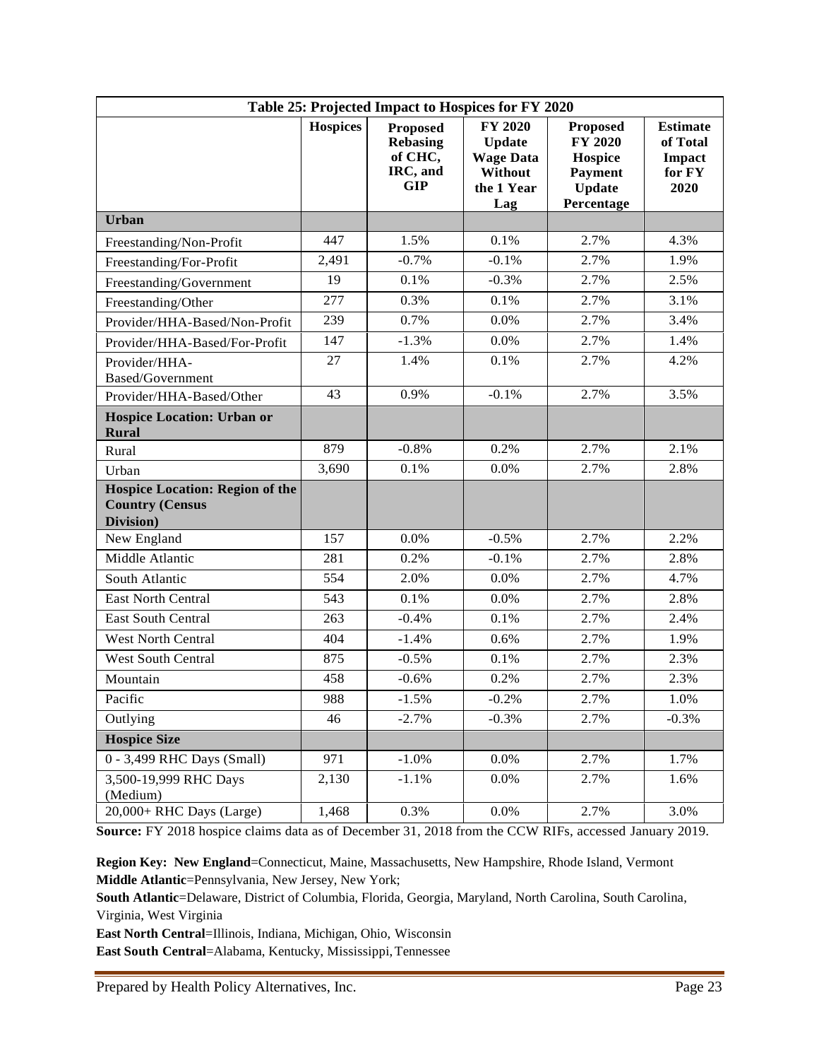| Table 25: Projected Impact to Hospices for FY 2020 | | | | | |
|---|---|---|---|---|---|
| | **Hospices** | **Proposed Rebasing of CHC, IRC, and GIP** | **FY 2020 Update Wage Data Without the 1 Year Lag** | **Proposed FY 2020 Hospice Payment Update Percentage** | **Estimate of Total Impact for FY 2020** |
| **Urban** | | | | | |
| Freestanding/Non-Profit | 447 | 1.5% | 0.1% | 2.7% | 4.3% |
| Freestanding/For-Profit | 2,491 | -0.7% | -0.1% | 2.7% | 1.9% |
| Freestanding/Government | 19 | 0.1% | -0.3% | 2.7% | 2.5% |
| Freestanding/Other | 277 | 0.3% | 0.1% | 2.7% | 3.1% |
| Provider/HHA-Based/Non-Profit | 239 | 0.7% | 0.0% | 2.7% | 3.4% |
| Provider/HHA-Based/For-Profit | 147 | -1.3% | 0.0% | 2.7% | 1.4% |
| Provider/HHA-Based/Government | 27 | 1.4% | 0.1% | 2.7% | 4.2% |
| Provider/HHA-Based/Other | 43 | 0.9% | -0.1% | 2.7% | 3.5% |
| **Hospice Location: Urban or Rural** | | | | | |
| Rural | 879 | -0.8% | 0.2% | 2.7% | 2.1% |
| Urban | 3,690 | 0.1% | 0.0% | 2.7% | 2.8% |
| **Hospice Location: Region of the Country (Census Division)** | | | | | |
| New England | 157 | 0.0% | -0.5% | 2.7% | 2.2% |
| Middle Atlantic | 281 | 0.2% | -0.1% | 2.7% | 2.8% |
| South Atlantic | 554 | 2.0% | 0.0% | 2.7% | 4.7% |
| East North Central | 543 | 0.1% | 0.0% | 2.7% | 2.8% |
| East South Central | 263 | -0.4% | 0.1% | 2.7% | 2.4% |
| West North Central | 404 | -1.4% | 0.6% | 2.7% | 1.9% |
| West South Central | 875 | -0.5% | 0.1% | 2.7% | 2.3% |
| Mountain | 458 | -0.6% | 0.2% | 2.7% | 2.3% |
| Pacific | 988 | -1.5% | -0.2% | 2.7% | 1.0% |
| Outlying | 46 | -2.7% | -0.3% | 2.7% | -0.3% |
| **Hospice Size** | | | | | |
| 0 - 3,499 RHC Days (Small) | 971 | -1.0% | 0.0% | 2.7% | 1.7% |
| 3,500-19,999 RHC Days (Medium) | 2,130 | -1.1% | 0.0% | 2.7% | 1.6% |
| 20,000+ RHC Days (Large) | 1,468 | 0.3% | 0.0% | 2.7% | 3.0% |

**Source:** FY 2018 hospice claims data as of December 31, 2018 from the CCW RIFs, accessed January 2019.

**Region Key: New England**=Connecticut, Maine, Massachusetts, New Hampshire, Rhode Island, Vermont
**Middle Atlantic**=Pennsylvania, New Jersey, New York;
**South Atlantic**=Delaware, District of Columbia, Florida, Georgia, Maryland, North Carolina, South Carolina, Virginia, West Virginia
**East North Central**=Illinois, Indiana, Michigan, Ohio, Wisconsin
**East South Central**=Alabama, Kentucky, Mississippi, Tennessee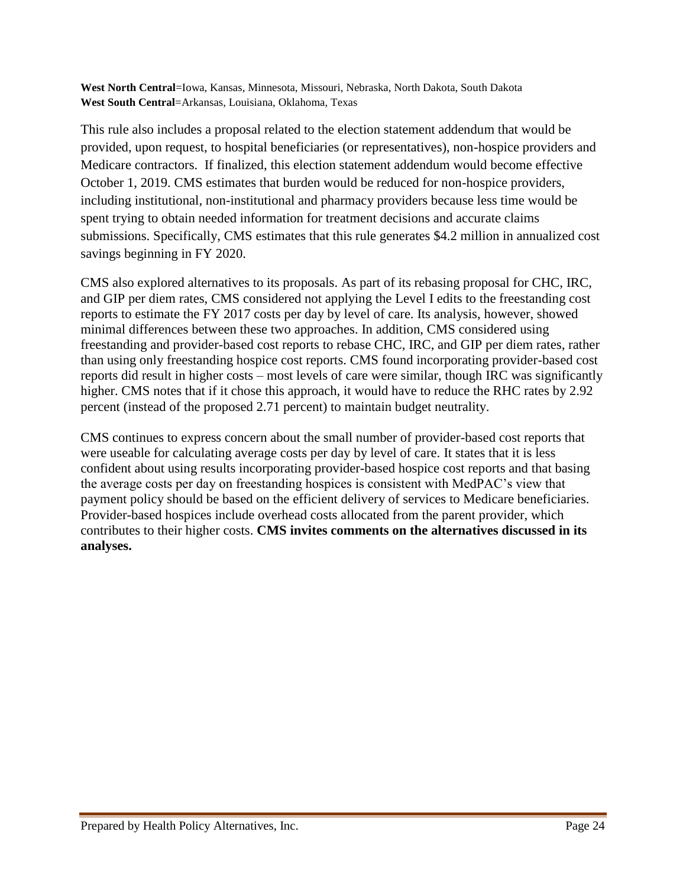**West North Central**=Iowa, Kansas, Minnesota, Missouri, Nebraska, North Dakota, South Dakota
**West South Central**=Arkansas, Louisiana, Oklahoma, Texas

This rule also includes a proposal related to the election statement addendum that would be provided, upon request, to hospital beneficiaries (or representatives), non-hospice providers and Medicare contractors. If finalized, this election statement addendum would become effective October 1, 2019. CMS estimates that burden would be reduced for non-hospice providers, including institutional, non-institutional and pharmacy providers because less time would be spent trying to obtain needed information for treatment decisions and accurate claims submissions. Specifically, CMS estimates that this rule generates $4.2 million in annualized cost savings beginning in FY 2020.

CMS also explored alternatives to its proposals. As part of its rebasing proposal for CHC, IRC, and GIP per diem rates, CMS considered not applying the Level I edits to the freestanding cost reports to estimate the FY 2017 costs per day by level of care. Its analysis, however, showed minimal differences between these two approaches. In addition, CMS considered using freestanding and provider-based cost reports to rebase CHC, IRC, and GIP per diem rates, rather than using only freestanding hospice cost reports. CMS found incorporating provider-based cost reports did result in higher costs – most levels of care were similar, though IRC was significantly higher. CMS notes that if it chose this approach, it would have to reduce the RHC rates by 2.92 percent (instead of the proposed 2.71 percent) to maintain budget neutrality.

CMS continues to express concern about the small number of provider-based cost reports that were useable for calculating average costs per day by level of care. It states that it is less confident about using results incorporating provider-based hospice cost reports and that basing the average costs per day on freestanding hospices is consistent with MedPAC's view that payment policy should be based on the efficient delivery of services to Medicare beneficiaries. Provider-based hospices include overhead costs allocated from the parent provider, which contributes to their higher costs. **CMS invites comments on the alternatives discussed in its analyses.**